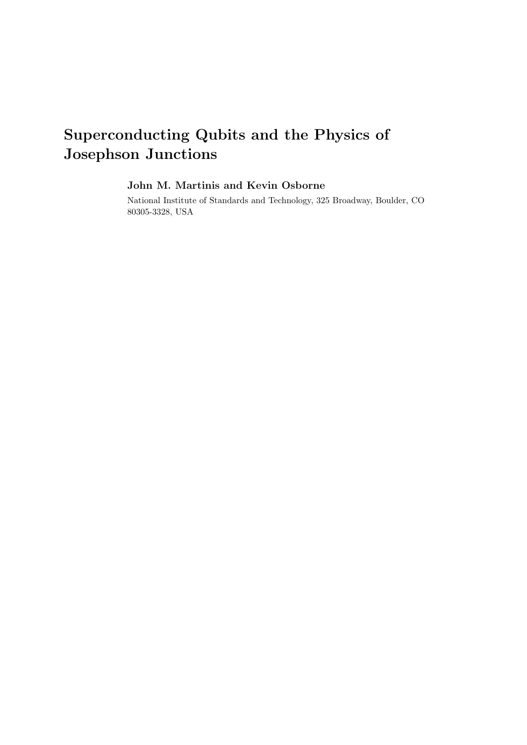# Superconducting Qubits and the Physics of Josephson Junctions

**John M. Martinis and Kevin Osborne**

National Institute of Standards and Technology, 325 Broadway, Boulder, CO 80305-3328, USA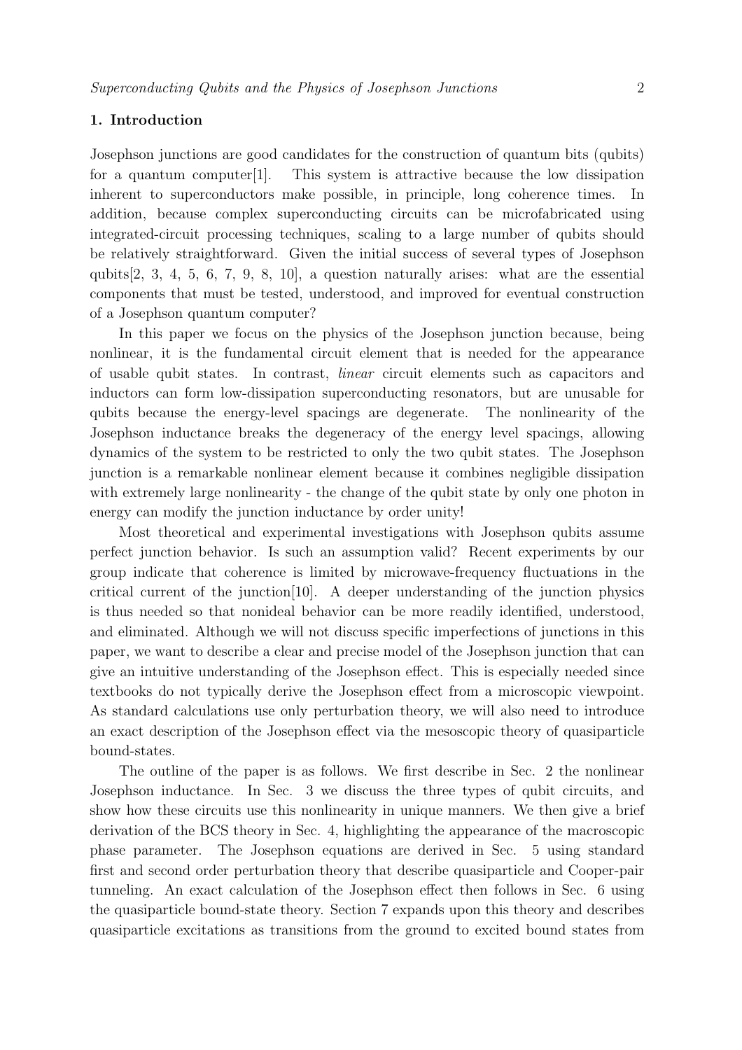## 1. Introduction

Josephson junctions are good candidates for the construction of quantum bits (qubits) for a quantum computer[1]. This system is attractive because the low dissipation inherent to superconductors make possible, in principle, long coherence times. In addition, because complex superconducting circuits can be microfabricated using integrated-circuit processing techniques, scaling to a large number of qubits should be relatively straightforward. Given the initial success of several types of Josephson qubits[2, 3, 4, 5, 6, 7, 9, 8, 10], a question naturally arises: what are the essential components that must be tested, understood, and improved for eventual construction of a Josephson quantum computer?

In this paper we focus on the physics of the Josephson junction because, being nonlinear, it is the fundamental circuit element that is needed for the appearance of usable qubit states. In contrast, *linear* circuit elements such as capacitors and inductors can form low-dissipation superconducting resonators, but are unusable for qubits because the energy-level spacings are degenerate. The nonlinearity of the Josephson inductance breaks the degeneracy of the energy level spacings, allowing dynamics of the system to be restricted to only the two qubit states. The Josephson junction is a remarkable nonlinear element because it combines negligible dissipation with extremely large nonlinearity - the change of the qubit state by only one photon in energy can modify the junction inductance by order unity!

Most theoretical and experimental investigations with Josephson qubits assume perfect junction behavior. Is such an assumption valid? Recent experiments by our group indicate that coherence is limited by microwave-frequency fluctuations in the critical current of the junction[10]. A deeper understanding of the junction physics is thus needed so that nonideal behavior can be more readily identified, understood, and eliminated. Although we will not discuss specific imperfections of junctions in this paper, we want to describe a clear and precise model of the Josephson junction that can give an intuitive understanding of the Josephson effect. This is especially needed since textbooks do not typically derive the Josephson effect from a microscopic viewpoint. As standard calculations use only perturbation theory, we will also need to introduce an exact description of the Josephson effect via the mesoscopic theory of quasiparticle bound-states.

The outline of the paper is as follows. We first describe in Sec. 2 the nonlinear Josephson inductance. In Sec. 3 we discuss the three types of qubit circuits, and show how these circuits use this nonlinearity in unique manners. We then give a brief derivation of the BCS theory in Sec. 4, highlighting the appearance of the macroscopic phase parameter. The Josephson equations are derived in Sec. 5 using standard first and second order perturbation theory that describe quasiparticle and Cooper-pair tunneling. An exact calculation of the Josephson effect then follows in Sec. 6 using the quasiparticle bound-state theory. Section 7 expands upon this theory and describes quasiparticle excitations as transitions from the ground to excited bound states from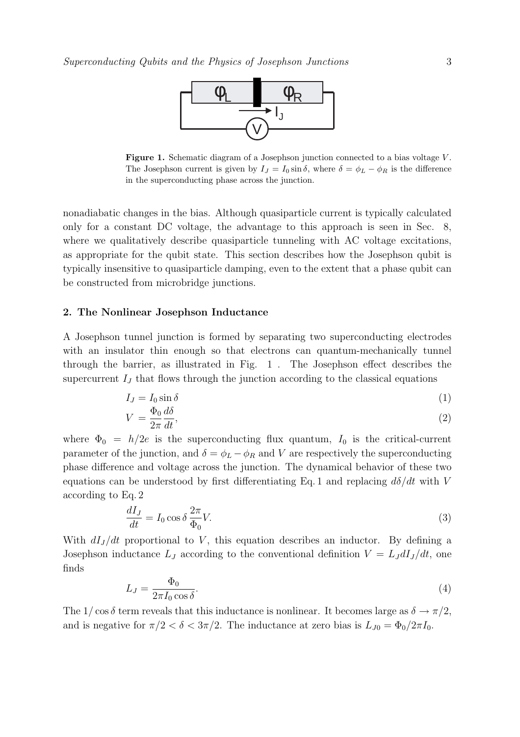**Figure 1.** Schematic diagram of a Josephson junction connected to a bias voltage $V$. The Josephson current is given by $I_J = I_0 \sin\delta$, where $\delta = \phi_L - \phi_R$ is the difference in the superconducting phase across the junction.

nonadiabatic changes in the bias. Although quasiparticle current is typically calculated only for a constant DC voltage, the advantage to this approach is seen in Sec. 8, where we qualitatively describe quasiparticle tunneling with AC voltage excitations, as appropriate for the qubit state. This section describes how the Josephson qubit is typically insensitive to quasiparticle damping, even to the extent that a phase qubit can be constructed from microbridge junctions.

## 2. The Nonlinear Josephson Inductance

A Josephson tunnel junction is formed by separating two superconducting electrodes with an insulator thin enough so that electrons can quantum-mechanically tunnel through the barrier, as illustrated in Fig. 1 . The Josephson effect describes the supercurrent $I_J$ that flows through the junction according to the classical equations

$$I_J = I_0 \sin\delta \tag{1}$$

$$V = \frac{\Phi_0}{2\pi}\frac{d\delta}{dt}, \tag{2}$$

where $\Phi_0 = h/2e$ is the superconducting flux quantum, $I_0$ is the critical-current parameter of the junction, and $\delta = \phi_L - \phi_R$ and $V$ are respectively the superconducting phase difference and voltage across the junction. The dynamical behavior of these two equations can be understood by first differentiating Eq. 1 and replacing $d\delta/dt$ with $V$ according to Eq. 2

$$\frac{dI_J}{dt} = I_0 \cos\delta\,\frac{2\pi}{\Phi_0}V. \tag{3}$$

With $dI_J/dt$ proportional to $V$, this equation describes an inductor. By defining a Josephson inductance $L_J$ according to the conventional definition $V = L_J dI_J/dt$, one finds

$$L_J = \frac{\Phi_0}{2\pi I_0 \cos\delta}. \tag{4}$$

The $1/\cos\delta$ term reveals that this inductance is nonlinear. It becomes large as $\delta \to \pi/2$, and is negative for $\pi/2 < \delta < 3\pi/2$. The inductance at zero bias is $L_{J0} = \Phi_0/2\pi I_0$.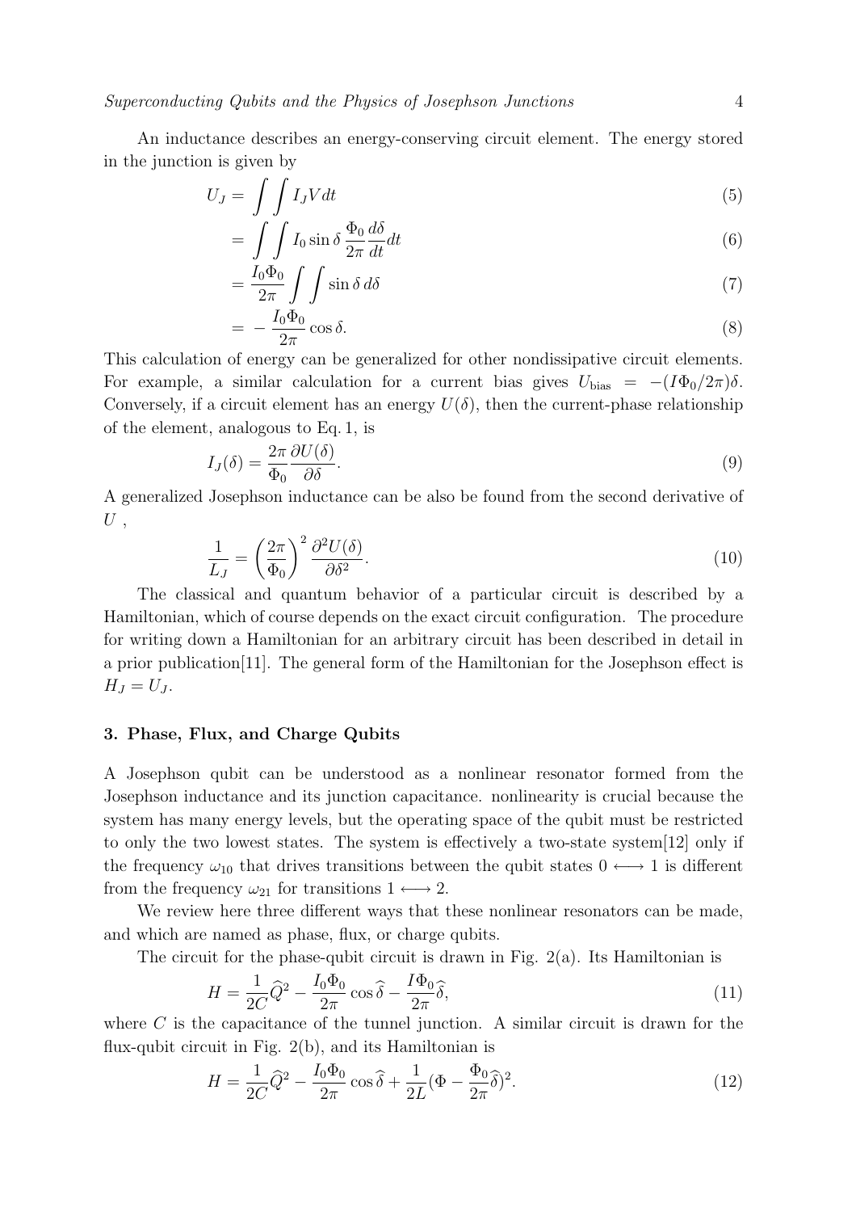An inductance describes an energy-conserving circuit element. The energy stored in the junction is given by

$$U_J = \int \int I_J V dt \tag{5}$$

$$= \int \int I_0 \sin\delta \, \frac{\Phi_0}{2\pi} \frac{d\delta}{dt} dt \tag{6}$$

$$= \frac{I_0 \Phi_0}{2\pi} \int \int \sin\delta \, d\delta \tag{7}$$

$$= -\frac{I_0 \Phi_0}{2\pi} \cos\delta. \tag{8}$$

This calculation of energy can be generalized for other nondissipative circuit elements. For example, a similar calculation for a current bias gives $U_{\text{bias}} = -(I\Phi_0/2\pi)\delta$. Conversely, if a circuit element has an energy $U(\delta)$, then the current-phase relationship of the element, analogous to Eq. 1, is

$$I_J(\delta) = \frac{2\pi}{\Phi_0} \frac{\partial U(\delta)}{\partial \delta}. \tag{9}$$

A generalized Josephson inductance can be also be found from the second derivative of $U$ ,

$$\frac{1}{L_J} = \left(\frac{2\pi}{\Phi_0}\right)^2 \frac{\partial^2 U(\delta)}{\partial \delta^2}. \tag{10}$$

The classical and quantum behavior of a particular circuit is described by a Hamiltonian, which of course depends on the exact circuit configuration. The procedure for writing down a Hamiltonian for an arbitrary circuit has been described in detail in a prior publication[11]. The general form of the Hamiltonian for the Josephson effect is $H_J = U_J$.

## 3. Phase, Flux, and Charge Qubits

A Josephson qubit can be understood as a nonlinear resonator formed from the Josephson inductance and its junction capacitance. nonlinearity is crucial because the system has many energy levels, but the operating space of the qubit must be restricted to only the two lowest states. The system is effectively a two-state system[12] only if the frequency $\omega_{10}$ that drives transitions between the qubit states $0 \longleftrightarrow 1$ is different from the frequency $\omega_{21}$ for transitions $1 \longleftrightarrow 2$.

We review here three different ways that these nonlinear resonators can be made, and which are named as phase, flux, or charge qubits.

The circuit for the phase-qubit circuit is drawn in Fig. 2(a). Its Hamiltonian is

$$H = \frac{1}{2C}\widehat{Q}^2 - \frac{I_0 \Phi_0}{2\pi} \cos\widehat{\delta} - \frac{I\Phi_0}{2\pi}\widehat{\delta}, \tag{11}$$

where $C$ is the capacitance of the tunnel junction. A similar circuit is drawn for the flux-qubit circuit in Fig. 2(b), and its Hamiltonian is

$$H = \frac{1}{2C}\widehat{Q}^2 - \frac{I_0 \Phi_0}{2\pi} \cos\widehat{\delta} + \frac{1}{2L}(\Phi - \frac{\Phi_0}{2\pi}\widehat{\delta})^2. \tag{12}$$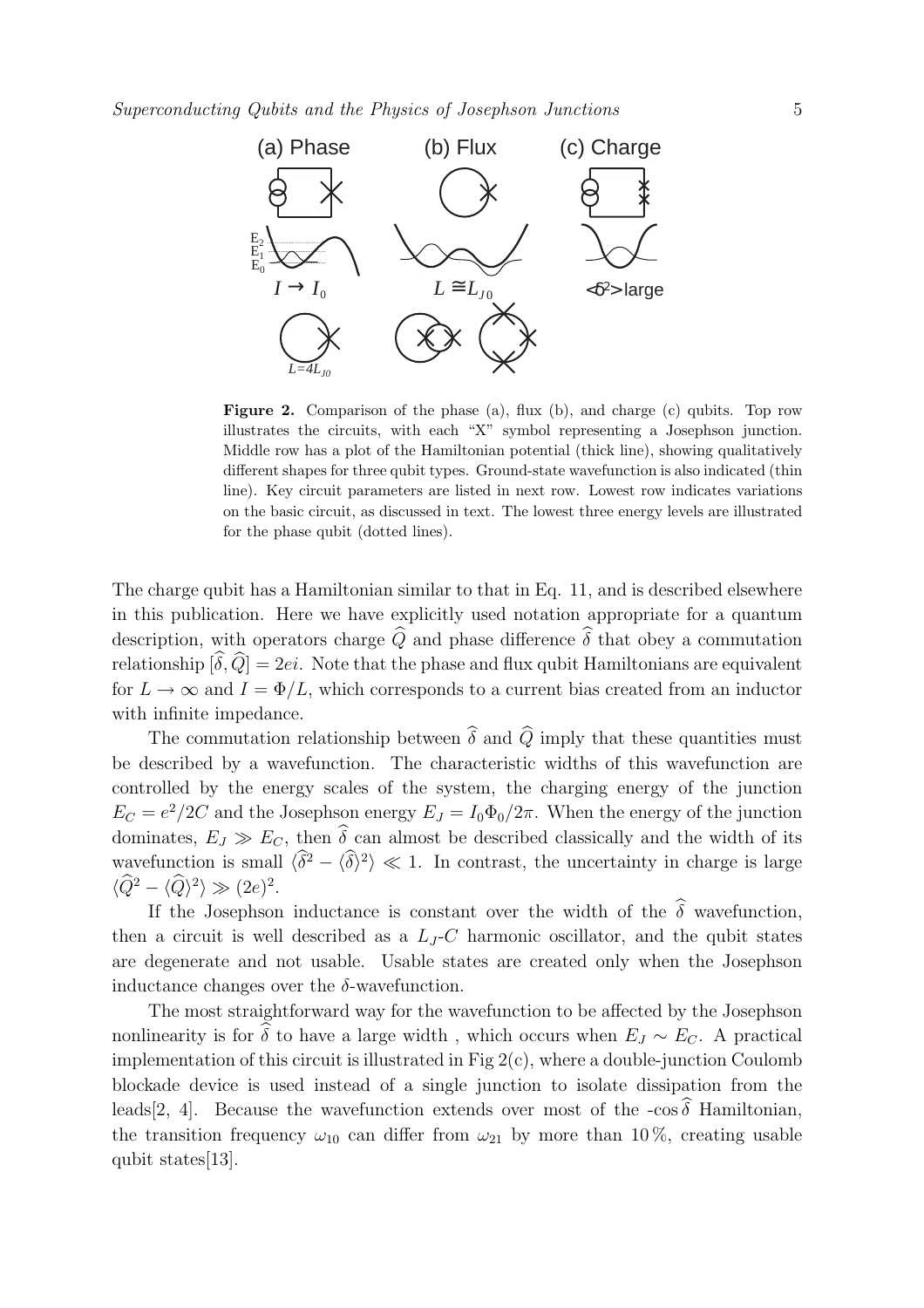**Figure 2.** Comparison of the phase (a), flux (b), and charge (c) qubits. Top row illustrates the circuits, with each "X" symbol representing a Josephson junction. Middle row has a plot of the Hamiltonian potential (thick line), showing qualitatively different shapes for three qubit types. Ground-state wavefunction is also indicated (thin line). Key circuit parameters are listed in next row. Lowest row indicates variations on the basic circuit, as discussed in text. The lowest three energy levels are illustrated for the phase qubit (dotted lines).

The charge qubit has a Hamiltonian similar to that in Eq. 11, and is described elsewhere in this publication. Here we have explicitly used notation appropriate for a quantum description, with operators charge $\widehat{Q}$ and phase difference $\widehat{\delta}$ that obey a commutation relationship $[\widehat{\delta}, \widehat{Q}] = 2ei$. Note that the phase and flux qubit Hamiltonians are equivalent for $L \to \infty$ and $I = \Phi/L$, which corresponds to a current bias created from an inductor with infinite impedance.

The commutation relationship between $\widehat{\delta}$ and $\widehat{Q}$ imply that these quantities must be described by a wavefunction. The characteristic widths of this wavefunction are controlled by the energy scales of the system, the charging energy of the junction $E_C = e^2/2C$ and the Josephson energy $E_J = I_0\Phi_0/2\pi$. When the energy of the junction dominates, $E_J \gg E_C$, then $\widehat{\delta}$ can almost be described classically and the width of its wavefunction is small $\langle \widehat{\delta}^2 - \langle \widehat{\delta} \rangle^2 \rangle \ll 1$. In contrast, the uncertainty in charge is large $\langle \widehat{Q}^2 - \langle \widehat{Q} \rangle^2 \rangle \gg (2e)^2$.

If the Josephson inductance is constant over the width of the $\widehat{\delta}$ wavefunction, then a circuit is well described as a $L_J$-$C$ harmonic oscillator, and the qubit states are degenerate and not usable. Usable states are created only when the Josephson inductance changes over the $\delta$-wavefunction.

The most straightforward way for the wavefunction to be affected by the Josephson nonlinearity is for $\widehat{\delta}$ to have a large width , which occurs when $E_J \sim E_C$. A practical implementation of this circuit is illustrated in Fig 2(c), where a double-junction Coulomb blockade device is used instead of a single junction to isolate dissipation from the leads[2, 4]. Because the wavefunction extends over most of the -cos $\widehat{\delta}$ Hamiltonian, the transition frequency $\omega_{10}$ can differ from $\omega_{21}$ by more than 10 %, creating usable qubit states[13].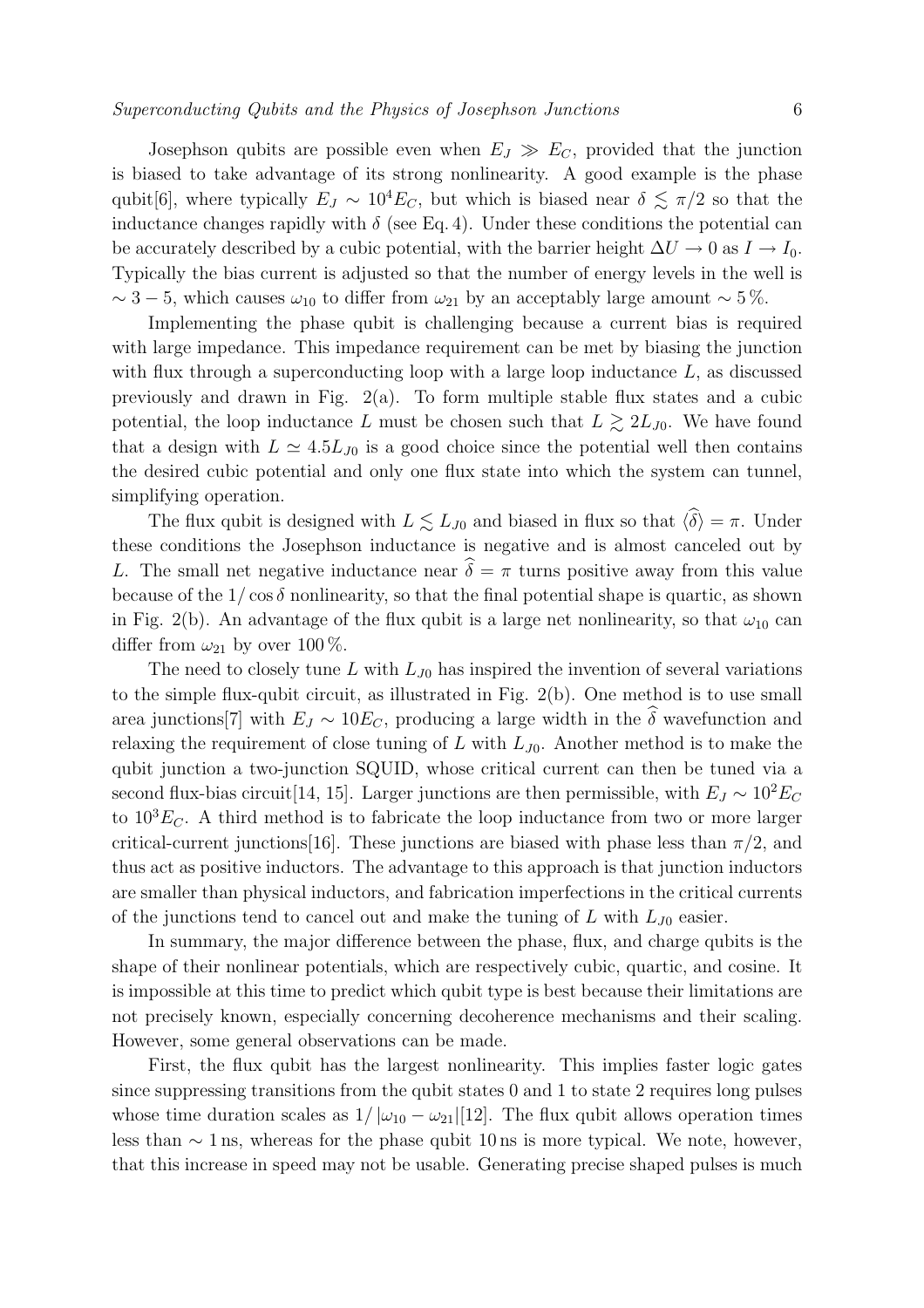Josephson qubits are possible even when $E_J \gg E_C$, provided that the junction is biased to take advantage of its strong nonlinearity. A good example is the phase qubit[6], where typically $E_J \sim 10^4 E_C$, but which is biased near $\delta \lesssim \pi/2$ so that the inductance changes rapidly with $\delta$ (see Eq. 4). Under these conditions the potential can be accurately described by a cubic potential, with the barrier height $\Delta U \to 0$ as $I \to I_0$. Typically the bias current is adjusted so that the number of energy levels in the well is $\sim 3-5$, which causes $\omega_{10}$ to differ from $\omega_{21}$ by an acceptably large amount $\sim 5\,\%$.

Implementing the phase qubit is challenging because a current bias is required with large impedance. This impedance requirement can be met by biasing the junction with flux through a superconducting loop with a large loop inductance $L$, as discussed previously and drawn in Fig. 2(a). To form multiple stable flux states and a cubic potential, the loop inductance $L$ must be chosen such that $L \gtrsim 2L_{J0}$. We have found that a design with $L \simeq 4.5 L_{J0}$ is a good choice since the potential well then contains the desired cubic potential and only one flux state into which the system can tunnel, simplifying operation.

The flux qubit is designed with $L \lesssim L_{J0}$ and biased in flux so that $\langle \widehat{\delta} \rangle = \pi$. Under these conditions the Josephson inductance is negative and is almost canceled out by $L$. The small net negative inductance near $\widehat{\delta} = \pi$ turns positive away from this value because of the $1/\cos\delta$ nonlinearity, so that the final potential shape is quartic, as shown in Fig. 2(b). An advantage of the flux qubit is a large net nonlinearity, so that $\omega_{10}$ can differ from $\omega_{21}$ by over $100\,\%$.

The need to closely tune $L$ with $L_{J0}$ has inspired the invention of several variations to the simple flux-qubit circuit, as illustrated in Fig. 2(b). One method is to use small area junctions[7] with $E_J \sim 10 E_C$, producing a large width in the $\widehat{\delta}$ wavefunction and relaxing the requirement of close tuning of $L$ with $L_{J0}$. Another method is to make the qubit junction a two-junction SQUID, whose critical current can then be tuned via a second flux-bias circuit[14, 15]. Larger junctions are then permissible, with $E_J \sim 10^2 E_C$ to $10^3 E_C$. A third method is to fabricate the loop inductance from two or more larger critical-current junctions[16]. These junctions are biased with phase less than $\pi/2$, and thus act as positive inductors. The advantage to this approach is that junction inductors are smaller than physical inductors, and fabrication imperfections in the critical currents of the junctions tend to cancel out and make the tuning of $L$ with $L_{J0}$ easier.

In summary, the major difference between the phase, flux, and charge qubits is the shape of their nonlinear potentials, which are respectively cubic, quartic, and cosine. It is impossible at this time to predict which qubit type is best because their limitations are not precisely known, especially concerning decoherence mechanisms and their scaling. However, some general observations can be made.

First, the flux qubit has the largest nonlinearity. This implies faster logic gates since suppressing transitions from the qubit states 0 and 1 to state 2 requires long pulses whose time duration scales as $1/|\omega_{10} - \omega_{21}|$[12]. The flux qubit allows operation times less than $\sim 1\,\text{ns}$, whereas for the phase qubit $10\,\text{ns}$ is more typical. We note, however, that this increase in speed may not be usable. Generating precise shaped pulses is much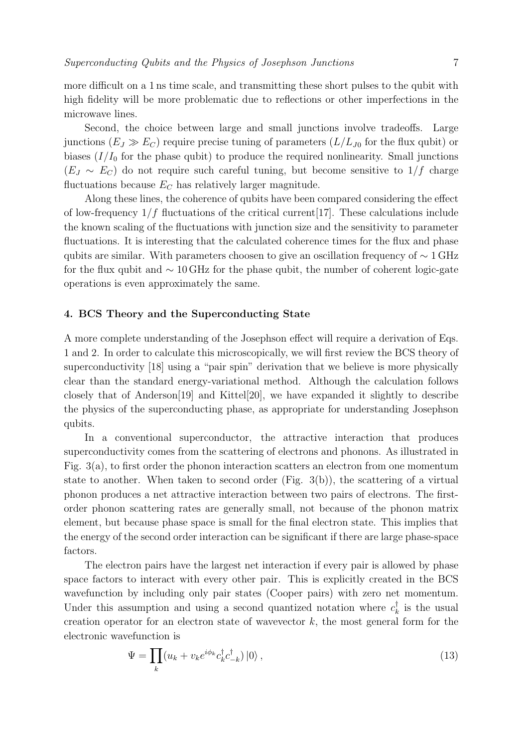more difficult on a 1 ns time scale, and transmitting these short pulses to the qubit with high fidelity will be more problematic due to reflections or other imperfections in the microwave lines.

Second, the choice between large and small junctions involve tradeoffs. Large junctions ($E_J \gg E_C$) require precise tuning of parameters ($L/L_{J0}$ for the flux qubit) or biases ($I/I_0$ for the phase qubit) to produce the required nonlinearity. Small junctions ($E_J \sim E_C$) do not require such careful tuning, but become sensitive to $1/f$ charge fluctuations because $E_C$ has relatively larger magnitude.

Along these lines, the coherence of qubits have been compared considering the effect of low-frequency $1/f$ fluctuations of the critical current[17]. These calculations include the known scaling of the fluctuations with junction size and the sensitivity to parameter fluctuations. It is interesting that the calculated coherence times for the flux and phase qubits are similar. With parameters choosen to give an oscillation frequency of $\sim 1\,\mathrm{GHz}$ for the flux qubit and $\sim 10\,\mathrm{GHz}$ for the phase qubit, the number of coherent logic-gate operations is even approximately the same.

## 4. BCS Theory and the Superconducting State

A more complete understanding of the Josephson effect will require a derivation of Eqs. 1 and 2. In order to calculate this microscopically, we will first review the BCS theory of superconductivity [18] using a "pair spin" derivation that we believe is more physically clear than the standard energy-variational method. Although the calculation follows closely that of Anderson[19] and Kittel[20], we have expanded it slightly to describe the physics of the superconducting phase, as appropriate for understanding Josephson qubits.

In a conventional superconductor, the attractive interaction that produces superconductivity comes from the scattering of electrons and phonons. As illustrated in Fig. 3(a), to first order the phonon interaction scatters an electron from one momentum state to another. When taken to second order (Fig. 3(b)), the scattering of a virtual phonon produces a net attractive interaction between two pairs of electrons. The first-order phonon scattering rates are generally small, not because of the phonon matrix element, but because phase space is small for the final electron state. This implies that the energy of the second order interaction can be significant if there are large phase-space factors.

The electron pairs have the largest net interaction if every pair is allowed by phase space factors to interact with every other pair. This is explicitly created in the BCS wavefunction by including only pair states (Cooper pairs) with zero net momentum. Under this assumption and using a second quantized notation where $c_k^\dagger$ is the usual creation operator for an electron state of wavevector $k$, the most general form for the electronic wavefunction is

$$\Psi = \prod_k (u_k + v_k e^{i\phi_k} c_k^\dagger c_{-k}^\dagger)\,|0\rangle\,, \tag{13}$$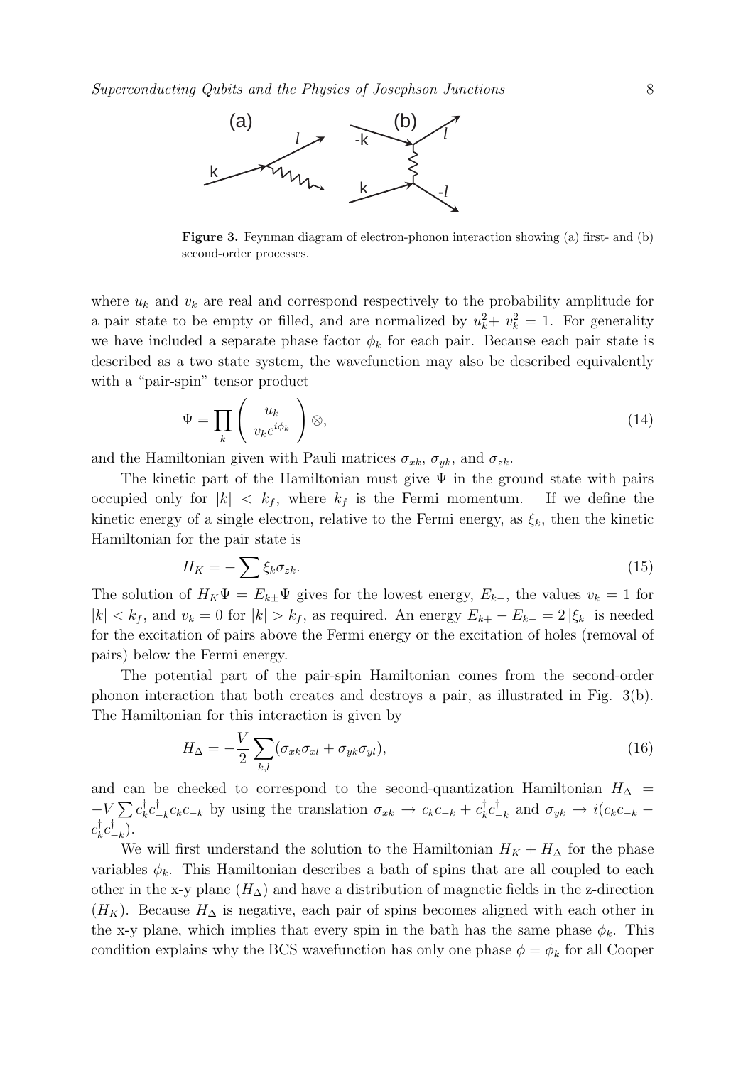**Figure 3.** Feynman diagram of electron-phonon interaction showing (a) first- and (b) second-order processes.

where $u_k$ and $v_k$ are real and correspond respectively to the probability amplitude for a pair state to be empty or filled, and are normalized by $u_k^2 + v_k^2 = 1$. For generality we have included a separate phase factor $\phi_k$ for each pair. Because each pair state is described as a two state system, the wavefunction may also be described equivalently with a "pair-spin" tensor product

$$\Psi = \prod_k \begin{pmatrix} u_k \\ v_k e^{i\phi_k} \end{pmatrix} \otimes, \tag{14}$$

and the Hamiltonian given with Pauli matrices $\sigma_{xk}$, $\sigma_{yk}$, and $\sigma_{zk}$.

The kinetic part of the Hamiltonian must give $\Psi$ in the ground state with pairs occupied only for $|k| < k_f$, where $k_f$ is the Fermi momentum. If we define the kinetic energy of a single electron, relative to the Fermi energy, as $\xi_k$, then the kinetic Hamiltonian for the pair state is

$$H_K = -\sum \xi_k \sigma_{zk}. \tag{15}$$

The solution of $H_K \Psi = E_{k\pm} \Psi$ gives for the lowest energy, $E_{k-}$, the values $v_k = 1$ for $|k| < k_f$, and $v_k = 0$ for $|k| > k_f$, as required. An energy $E_{k+} - E_{k-} = 2\,|\xi_k|$ is needed for the excitation of pairs above the Fermi energy or the excitation of holes (removal of pairs) below the Fermi energy.

The potential part of the pair-spin Hamiltonian comes from the second-order phonon interaction that both creates and destroys a pair, as illustrated in Fig. 3(b). The Hamiltonian for this interaction is given by

$$H_\Delta = -\frac{V}{2} \sum_{k,l} (\sigma_{xk}\sigma_{xl} + \sigma_{yk}\sigma_{yl}), \tag{16}$$

and can be checked to correspond to the second-quantization Hamiltonian $H_\Delta = -V \sum c_k^\dagger c_{-k}^\dagger c_k c_{-k}$ by using the translation $\sigma_{xk} \to c_k c_{-k} + c_k^\dagger c_{-k}^\dagger$ and $\sigma_{yk} \to i(c_k c_{-k} - c_k^\dagger c_{-k}^\dagger)$.

We will first understand the solution to the Hamiltonian $H_K + H_\Delta$ for the phase variables $\phi_k$. This Hamiltonian describes a bath of spins that are all coupled to each other in the x-y plane ($H_\Delta$) and have a distribution of magnetic fields in the z-direction ($H_K$). Because $H_\Delta$ is negative, each pair of spins becomes aligned with each other in the x-y plane, which implies that every spin in the bath has the same phase $\phi_k$. This condition explains why the BCS wavefunction has only one phase $\phi = \phi_k$ for all Cooper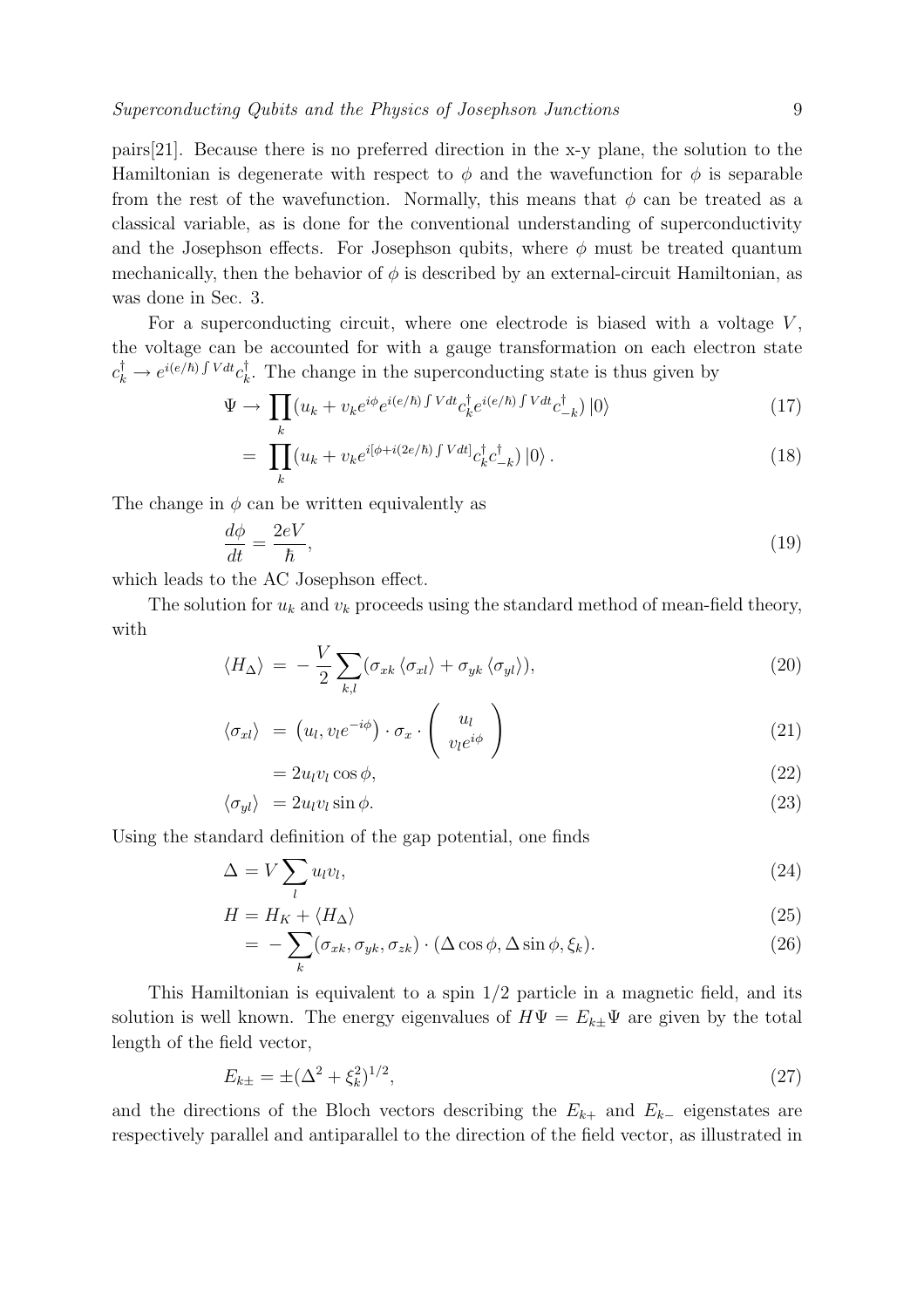pairs[21]. Because there is no preferred direction in the x-y plane, the solution to the Hamiltonian is degenerate with respect to $\phi$ and the wavefunction for $\phi$ is separable from the rest of the wavefunction. Normally, this means that $\phi$ can be treated as a classical variable, as is done for the conventional understanding of superconductivity and the Josephson effects. For Josephson qubits, where $\phi$ must be treated quantum mechanically, then the behavior of $\phi$ is described by an external-circuit Hamiltonian, as was done in Sec. 3.

For a superconducting circuit, where one electrode is biased with a voltage $V$, the voltage can be accounted for with a gauge transformation on each electron state $c_k^\dagger \to e^{i(e/\hbar)\int V dt} c_k^\dagger$. The change in the superconducting state is thus given by

$$\Psi \to \prod_k (u_k + v_k e^{i\phi} e^{i(e/\hbar)\int V dt} c_k^\dagger e^{i(e/\hbar)\int V dt} c_{-k}^\dagger) \left|0\right\rangle \tag{17}$$

$$= \prod_k (u_k + v_k e^{i[\phi + i(2e/\hbar)\int V dt]} c_k^\dagger c_{-k}^\dagger) \left|0\right\rangle . \tag{18}$$

The change in $\phi$ can be written equivalently as

$$\frac{d\phi}{dt} = \frac{2eV}{\hbar}, \tag{19}$$

which leads to the AC Josephson effect.

The solution for $u_k$ and $v_k$ proceeds using the standard method of mean-field theory, with

$$\langle H_\Delta \rangle = -\frac{V}{2} \sum_{k,l} (\sigma_{xk} \langle \sigma_{xl} \rangle + \sigma_{yk} \langle \sigma_{yl} \rangle), \tag{20}$$

$$\langle \sigma_{xl} \rangle = \left(u_l, v_l e^{-i\phi}\right) \cdot \sigma_x \cdot \begin{pmatrix} u_l \\ v_l e^{i\phi} \end{pmatrix} \tag{21}$$

$$= 2u_l v_l \cos\phi, \tag{22}$$

$$\langle \sigma_{yl} \rangle = 2u_l v_l \sin\phi. \tag{23}$$

Using the standard definition of the gap potential, one finds

$$\Delta = V \sum_l u_l v_l, \tag{24}$$

$$H = H_K + \langle H_\Delta \rangle \tag{25}$$

$$= -\sum_k (\sigma_{xk}, \sigma_{yk}, \sigma_{zk}) \cdot (\Delta\cos\phi, \Delta\sin\phi, \xi_k). \tag{26}$$

This Hamiltonian is equivalent to a spin 1/2 particle in a magnetic field, and its solution is well known. The energy eigenvalues of $H\Psi = E_{k\pm}\Psi$ are given by the total length of the field vector,

$$E_{k\pm} = \pm(\Delta^2 + \xi_k^2)^{1/2}, \tag{27}$$

and the directions of the Bloch vectors describing the $E_{k+}$ and $E_{k-}$ eigenstates are respectively parallel and antiparallel to the direction of the field vector, as illustrated in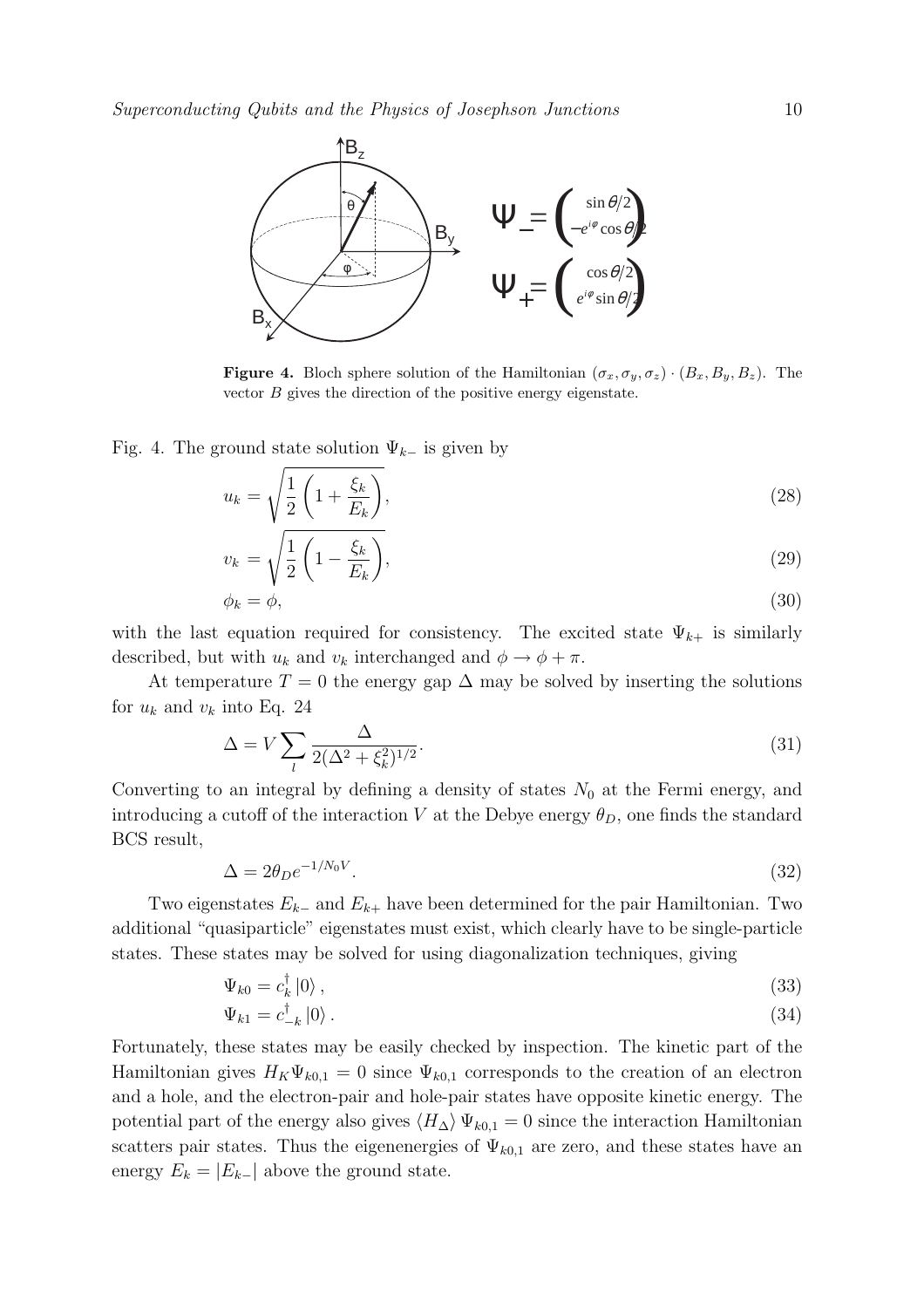**Figure 4.** Bloch sphere solution of the Hamiltonian $(\sigma_x, \sigma_y, \sigma_z) \cdot (B_x, B_y, B_z)$. The vector $B$ gives the direction of the positive energy eigenstate.

Fig. 4. The ground state solution $\Psi_{k-}$ is given by

$$u_k = \sqrt{\frac{1}{2}\left(1 + \frac{\xi_k}{E_k}\right)}, \tag{28}$$

$$v_k = \sqrt{\frac{1}{2}\left(1 - \frac{\xi_k}{E_k}\right)}, \tag{29}$$

$$\phi_k = \phi, \tag{30}$$

with the last equation required for consistency. The excited state $\Psi_{k+}$ is similarly described, but with $u_k$ and $v_k$ interchanged and $\phi \to \phi + \pi$.

At temperature $T = 0$ the energy gap $\Delta$ may be solved by inserting the solutions for $u_k$ and $v_k$ into Eq. 24

$$\Delta = V \sum_l \frac{\Delta}{2(\Delta^2 + \xi_k^2)^{1/2}}. \tag{31}$$

Converting to an integral by defining a density of states $N_0$ at the Fermi energy, and introducing a cutoff of the interaction $V$ at the Debye energy $\theta_D$, one finds the standard BCS result,

$$\Delta = 2\theta_D e^{-1/N_0 V}. \tag{32}$$

Two eigenstates $E_{k-}$ and $E_{k+}$ have been determined for the pair Hamiltonian. Two additional "quasiparticle" eigenstates must exist, which clearly have to be single-particle states. These states may be solved for using diagonalization techniques, giving

$$\Psi_{k0} = c_k^\dagger \left|0\right\rangle, \tag{33}$$

$$\Psi_{k1} = c_{-k}^\dagger \left|0\right\rangle. \tag{34}$$

Fortunately, these states may be easily checked by inspection. The kinetic part of the Hamiltonian gives $H_K \Psi_{k0,1} = 0$ since $\Psi_{k0,1}$ corresponds to the creation of an electron and a hole, and the electron-pair and hole-pair states have opposite kinetic energy. The potential part of the energy also gives $\langle H_\Delta \rangle \Psi_{k0,1} = 0$ since the interaction Hamiltonian scatters pair states. Thus the eigenenergies of $\Psi_{k0,1}$ are zero, and these states have an energy $E_k = |E_{k-}|$ above the ground state.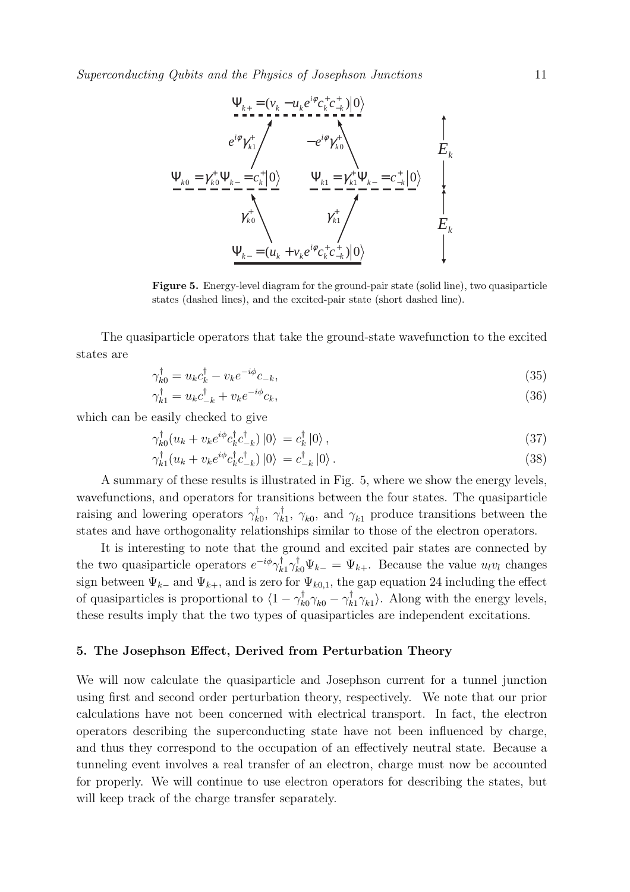**Figure 5.** Energy-level diagram for the ground-pair state (solid line), two quasiparticle states (dashed lines), and the excited-pair state (short dashed line).

The quasiparticle operators that take the ground-state wavefunction to the excited states are

$$\gamma_{k0}^{\dagger} = u_k c_k^{\dagger} - v_k e^{-i\phi} c_{-k}, \tag{35}$$

$$\gamma_{k1}^{\dagger} = u_k c_{-k}^{\dagger} + v_k e^{-i\phi} c_k, \tag{36}$$

which can be easily checked to give

$$\gamma_{k0}^{\dagger}(u_k + v_k e^{i\phi} c_k^{\dagger} c_{-k}^{\dagger}) |0\rangle = c_k^{\dagger} |0\rangle , \tag{37}$$

$$\gamma_{k1}^{\dagger}(u_k + v_k e^{i\phi} c_k^{\dagger} c_{-k}^{\dagger}) |0\rangle = c_{-k}^{\dagger} |0\rangle . \tag{38}$$

A summary of these results is illustrated in Fig. 5, where we show the energy levels, wavefunctions, and operators for transitions between the four states. The quasiparticle raising and lowering operators $\gamma_{k0}^{\dagger}$, $\gamma_{k1}^{\dagger}$, $\gamma_{k0}$, and $\gamma_{k1}$ produce transitions between the states and have orthogonality relationships similar to those of the electron operators.

It is interesting to note that the ground and excited pair states are connected by the two quasiparticle operators $e^{-i\phi}\gamma_{k1}^{\dagger}\gamma_{k0}^{\dagger}\Psi_{k-} = \Psi_{k+}$. Because the value $u_l v_l$ changes sign between $\Psi_{k-}$ and $\Psi_{k+}$, and is zero for $\Psi_{k0,1}$, the gap equation 24 including the effect of quasiparticles is proportional to $\langle 1 - \gamma_{k0}^{\dagger}\gamma_{k0} - \gamma_{k1}^{\dagger}\gamma_{k1}\rangle$. Along with the energy levels, these results imply that the two types of quasiparticles are independent excitations.

## 5. The Josephson Effect, Derived from Perturbation Theory

We will now calculate the quasiparticle and Josephson current for a tunnel junction using first and second order perturbation theory, respectively. We note that our prior calculations have not been concerned with electrical transport. In fact, the electron operators describing the superconducting state have not been influenced by charge, and thus they correspond to the occupation of an effectively neutral state. Because a tunneling event involves a real transfer of an electron, charge must now be accounted for properly. We will continue to use electron operators for describing the states, but will keep track of the charge transfer separately.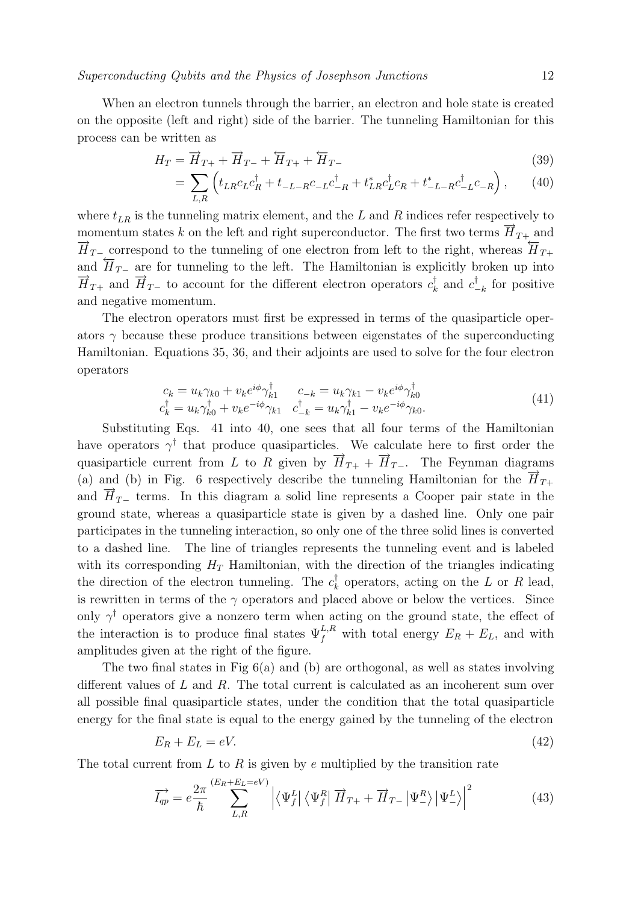When an electron tunnels through the barrier, an electron and hole state is created on the opposite (left and right) side of the barrier. The tunneling Hamiltonian for this process can be written as

$$
\begin{aligned}
H_T &= \overrightarrow{H}_{T+} + \overrightarrow{H}_{T-} + \overleftarrow{H}_{T+} + \overleftarrow{H}_{T-} &(39)\\
&= \sum_{L,R} \left( t_{LR} c_L c_R^\dagger + t_{-L-R} c_{-L} c_{-R}^\dagger + t_{LR}^* c_L^\dagger c_R + t_{-L-R}^* c_{-L}^\dagger c_{-R} \right), &(40)
\end{aligned}
$$

where $t_{LR}$ is the tunneling matrix element, and the $L$ and $R$ indices refer respectively to momentum states $k$ on the left and right superconductor. The first two terms $\overrightarrow{H}_{T+}$ and $\overrightarrow{H}_{T-}$ correspond to the tunneling of one electron from left to the right, whereas $\overleftarrow{H}_{T+}$ and $\overleftarrow{H}_{T-}$ are for tunneling to the left. The Hamiltonian is explicitly broken up into $\overrightarrow{H}_{T+}$ and $\overrightarrow{H}_{T-}$ to account for the different electron operators $c_k^\dagger$ and $c_{-k}^\dagger$ for positive and negative momentum.

The electron operators must first be expressed in terms of the quasiparticle operators $\gamma$ because these produce transitions between eigenstates of the superconducting Hamiltonian. Equations 35, 36, and their adjoints are used to solve for the four electron operators

$$
\begin{array}{ll}
c_k = u_k \gamma_{k0} + v_k e^{i\phi} \gamma_{k1}^\dagger & c_{-k} = u_k \gamma_{k1} - v_k e^{i\phi} \gamma_{k0}^\dagger \\
c_k^\dagger = u_k \gamma_{k0}^\dagger + v_k e^{-i\phi} \gamma_{k1} & c_{-k}^\dagger = u_k \gamma_{k1}^\dagger - v_k e^{-i\phi} \gamma_{k0}.
\end{array} \tag{41}
$$

Substituting Eqs. 41 into 40, one sees that all four terms of the Hamiltonian have operators $\gamma^\dagger$ that produce quasiparticles. We calculate here to first order the quasiparticle current from $L$ to $R$ given by $\overrightarrow{H}_{T+} + \overrightarrow{H}_{T-}$. The Feynman diagrams (a) and (b) in Fig. 6 respectively describe the tunneling Hamiltonian for the $\overrightarrow{H}_{T+}$ and $\overrightarrow{H}_{T-}$ terms. In this diagram a solid line represents a Cooper pair state in the ground state, whereas a quasiparticle state is given by a dashed line. Only one pair participates in the tunneling interaction, so only one of the three solid lines is converted to a dashed line. The line of triangles represents the tunneling event and is labeled with its corresponding $H_T$ Hamiltonian, with the direction of the triangles indicating the direction of the electron tunneling. The $c_k^\dagger$ operators, acting on the $L$ or $R$ lead, is rewritten in terms of the $\gamma$ operators and placed above or below the vertices. Since only $\gamma^\dagger$ operators give a nonzero term when acting on the ground state, the effect of the interaction is to produce final states $\Psi_f^{L,R}$ with total energy $E_R + E_L$, and with amplitudes given at the right of the figure.

The two final states in Fig 6(a) and (b) are orthogonal, as well as states involving different values of $L$ and $R$. The total current is calculated as an incoherent sum over all possible final quasiparticle states, under the condition that the total quasiparticle energy for the final state is equal to the energy gained by the tunneling of the electron

$$
E_R + E_L = eV. \tag{42}
$$

The total current from $L$ to $R$ is given by $e$ multiplied by the transition rate

$$
\overrightarrow{I_{qp}} = e \frac{2\pi}{\hbar} \sum_{L,R}^{(E_R+E_L=eV)} \left| \left\langle \Psi_f^L \right| \left\langle \Psi_f^R \right| \overrightarrow{H}_{T+} + \overrightarrow{H}_{T-} \left| \Psi_-^R \right\rangle \left| \Psi_-^L \right\rangle \right|^2 \tag{43}
$$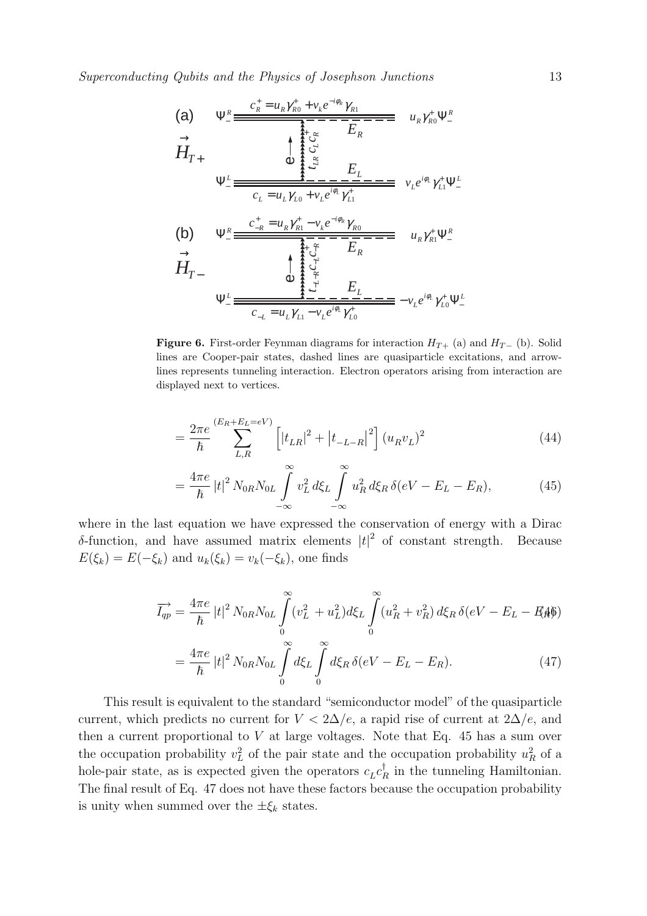**Figure 6.** First-order Feynman diagrams for interaction $H_{T+}$ (a) and $H_{T-}$ (b). Solid lines are Cooper-pair states, dashed lines are quasiparticle excitations, and arrow-lines represents tunneling interaction. Electron operators arising from interaction are displayed next to vertices.

$$= \frac{2\pi e}{\hbar} \sum_{L,R}^{(E_R+E_L=eV)} \left[ |t_{LR}|^2 + |t_{-L-R}|^2 \right] (u_R v_L)^2 \tag{44}$$

$$= \frac{4\pi e}{\hbar} |t|^2 N_{0R} N_{0L} \int_{-\infty}^{\infty} v_L^2 \, d\xi_L \int_{-\infty}^{\infty} u_R^2 \, d\xi_R \, \delta(eV - E_L - E_R), \tag{45}$$

where in the last equation we have expressed the conservation of energy with a Dirac $\delta$-function, and have assumed matrix elements $|t|^2$ of constant strength. Because $E(\xi_k) = E(-\xi_k)$ and $u_k(\xi_k) = v_k(-\xi_k)$, one finds

$$\overrightarrow{I_{qp}} = \frac{4\pi e}{\hbar} |t|^2 N_{0R} N_{0L} \int_0^{\infty} (v_L^2 + u_L^2) d\xi_L \int_0^{\infty} (u_R^2 + v_R^2) \, d\xi_R \, \delta(eV - E_L - E_R) \tag{46}$$

$$= \frac{4\pi e}{\hbar} |t|^2 N_{0R} N_{0L} \int_0^{\infty} d\xi_L \int_0^{\infty} d\xi_R \, \delta(eV - E_L - E_R). \tag{47}$$

This result is equivalent to the standard "semiconductor model" of the quasiparticle current, which predicts no current for $V < 2\Delta/e$, a rapid rise of current at $2\Delta/e$, and then a current proportional to $V$ at large voltages. Note that Eq. 45 has a sum over the occupation probability $v_L^2$ of the pair state and the occupation probability $u_R^2$ of a hole-pair state, as is expected given the operators $c_L c_R^\dagger$ in the tunneling Hamiltonian. The final result of Eq. 47 does not have these factors because the occupation probability is unity when summed over the $\pm\xi_k$ states.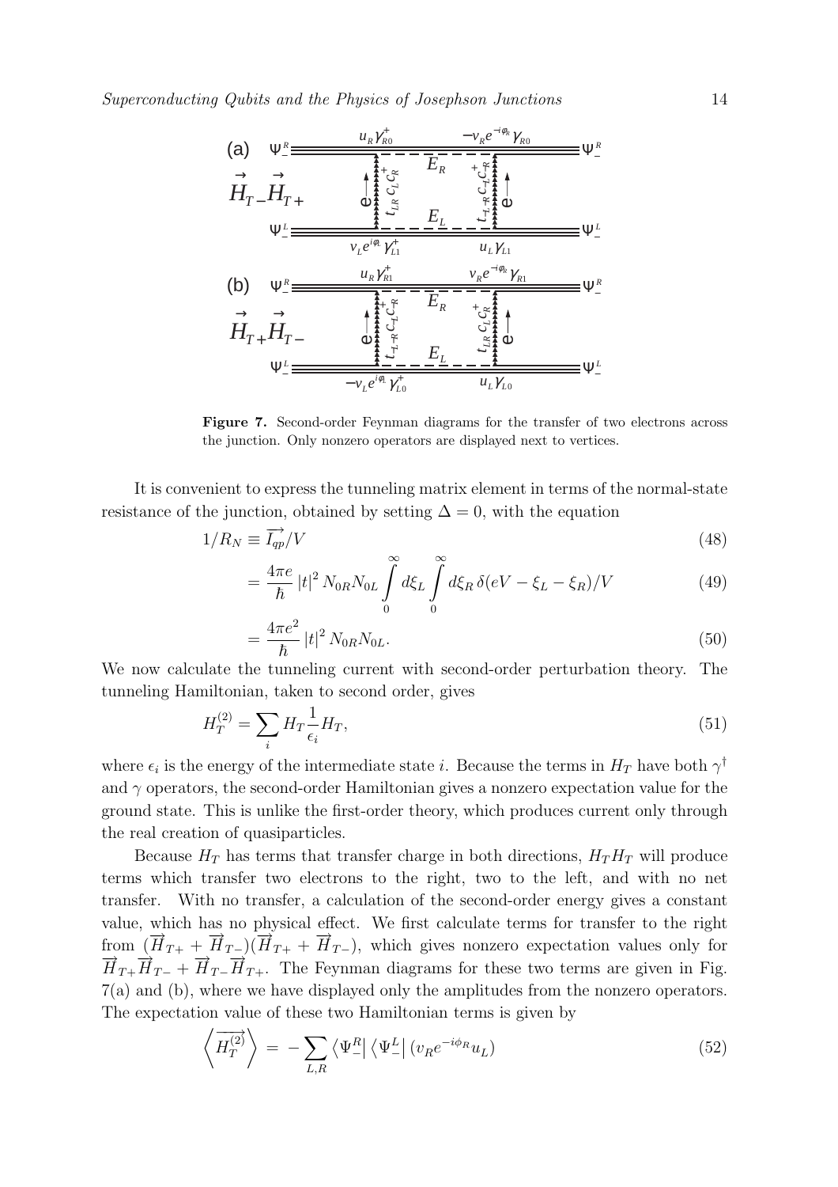**Figure 7.** Second-order Feynman diagrams for the transfer of two electrons across the junction. Only nonzero operators are displayed next to vertices.

It is convenient to express the tunneling matrix element in terms of the normal-state resistance of the junction, obtained by setting $\Delta = 0$, with the equation

$$1/R_N \equiv \overrightarrow{I_{qp}}/V \tag{48}$$

$$= \frac{4\pi e}{\hbar} |t|^2 N_{0R} N_{0L} \int_0^\infty d\xi_L \int_0^\infty d\xi_R \, \delta(eV - \xi_L - \xi_R)/V \tag{49}$$

$$= \frac{4\pi e^2}{\hbar} |t|^2 N_{0R} N_{0L}. \tag{50}$$

We now calculate the tunneling current with second-order perturbation theory. The tunneling Hamiltonian, taken to second order, gives

$$H_T^{(2)} = \sum_i H_T \frac{1}{\epsilon_i} H_T, \tag{51}$$

where $\epsilon_i$ is the energy of the intermediate state $i$. Because the terms in $H_T$ have both $\gamma^\dagger$ and $\gamma$ operators, the second-order Hamiltonian gives a nonzero expectation value for the ground state. This is unlike the first-order theory, which produces current only through the real creation of quasiparticles.

Because $H_T$ has terms that transfer charge in both directions, $H_T H_T$ will produce terms which transfer two electrons to the right, two to the left, and with no net transfer. With no transfer, a calculation of the second-order energy gives a constant value, which has no physical effect. We first calculate terms for transfer to the right from $(\overrightarrow{H}_{T+} + \overrightarrow{H}_{T-})(\overrightarrow{H}_{T+} + \overrightarrow{H}_{T-})$, which gives nonzero expectation values only for $\overrightarrow{H}_{T+}\overrightarrow{H}_{T-} + \overrightarrow{H}_{T-}\overrightarrow{H}_{T+}$. The Feynman diagrams for these two terms are given in Fig. 7(a) and (b), where we have displayed only the amplitudes from the nonzero operators. The expectation value of these two Hamiltonian terms is given by

$$\left\langle \overrightarrow{H_T^{(2)}} \right\rangle = -\sum_{L,R} \left\langle \Psi_-^R \right| \left\langle \Psi_-^L \right| (v_R e^{-i\phi_R} u_L) \tag{52}$$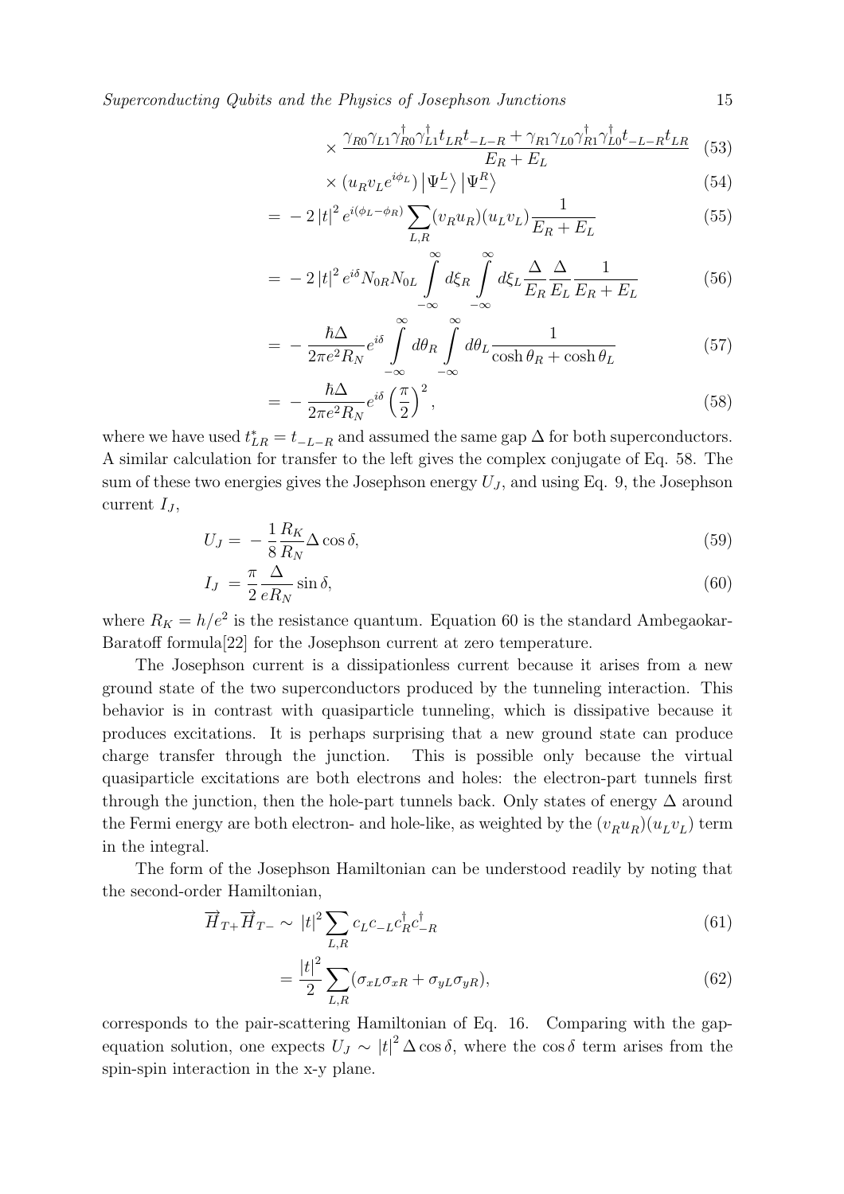$$\times \frac{\gamma_{R0}\gamma_{L1}\gamma^\dagger_{R0}\gamma^\dagger_{L1}t_{LR}t_{-L-R} + \gamma_{R1}\gamma_{L0}\gamma^\dagger_{R1}\gamma^\dagger_{L0}t_{-L-R}t_{LR}}{E_R + E_L} \quad (53)$$

$$\times (u_R v_L e^{i\phi_L}) \left|\Psi^L_-\right\rangle \left|\Psi^R_-\right\rangle \quad (54)$$

$$= -2\,|t|^2\, e^{i(\phi_L - \phi_R)} \sum_{L,R} (v_R u_R)(u_L v_L) \frac{1}{E_R + E_L} \quad (55)$$

$$= -2\,|t|^2\, e^{i\delta} N_{0R} N_{0L} \int_{-\infty}^{\infty} d\xi_R \int_{-\infty}^{\infty} d\xi_L \frac{\Delta}{E_R}\frac{\Delta}{E_L}\frac{1}{E_R + E_L} \quad (56)$$

$$= -\frac{\hbar\Delta}{2\pi e^2 R_N} e^{i\delta} \int_{-\infty}^{\infty} d\theta_R \int_{-\infty}^{\infty} d\theta_L \frac{1}{\cosh\theta_R + \cosh\theta_L} \quad (57)$$

$$= -\frac{\hbar\Delta}{2\pi e^2 R_N} e^{i\delta} \left(\frac{\pi}{2}\right)^2, \quad (58)$$

where we have used $t^*_{LR} = t_{-L-R}$ and assumed the same gap $\Delta$ for both superconductors. A similar calculation for transfer to the left gives the complex conjugate of Eq. 58. The sum of these two energies gives the Josephson energy $U_J$, and using Eq. 9, the Josephson current $I_J$,

$$U_J = -\frac{1}{8}\frac{R_K}{R_N}\Delta\cos\delta, \quad (59)$$

$$I_J = \frac{\pi}{2}\frac{\Delta}{eR_N}\sin\delta, \quad (60)$$

where $R_K = h/e^2$ is the resistance quantum. Equation 60 is the standard Ambegaokar-Baratoff formula[22] for the Josephson current at zero temperature.

The Josephson current is a dissipationless current because it arises from a new ground state of the two superconductors produced by the tunneling interaction. This behavior is in contrast with quasiparticle tunneling, which is dissipative because it produces excitations. It is perhaps surprising that a new ground state can produce charge transfer through the junction. This is possible only because the virtual quasiparticle excitations are both electrons and holes: the electron-part tunnels first through the junction, then the hole-part tunnels back. Only states of energy $\Delta$ around the Fermi energy are both electron- and hole-like, as weighted by the $(v_R u_R)(u_L v_L)$ term in the integral.

The form of the Josephson Hamiltonian can be understood readily by noting that the second-order Hamiltonian,

$$\overrightarrow{H}_{T+}\overrightarrow{H}_{T-} \sim |t|^2 \sum_{L,R} c_L c_{-L} c^\dagger_R c^\dagger_{-R} \quad (61)$$

$$= \frac{|t|^2}{2} \sum_{L,R} (\sigma_{xL}\sigma_{xR} + \sigma_{yL}\sigma_{yR}), \quad (62)$$

corresponds to the pair-scattering Hamiltonian of Eq. 16. Comparing with the gap-equation solution, one expects $U_J \sim |t|^2 \Delta\cos\delta$, where the $\cos\delta$ term arises from the spin-spin interaction in the x-y plane.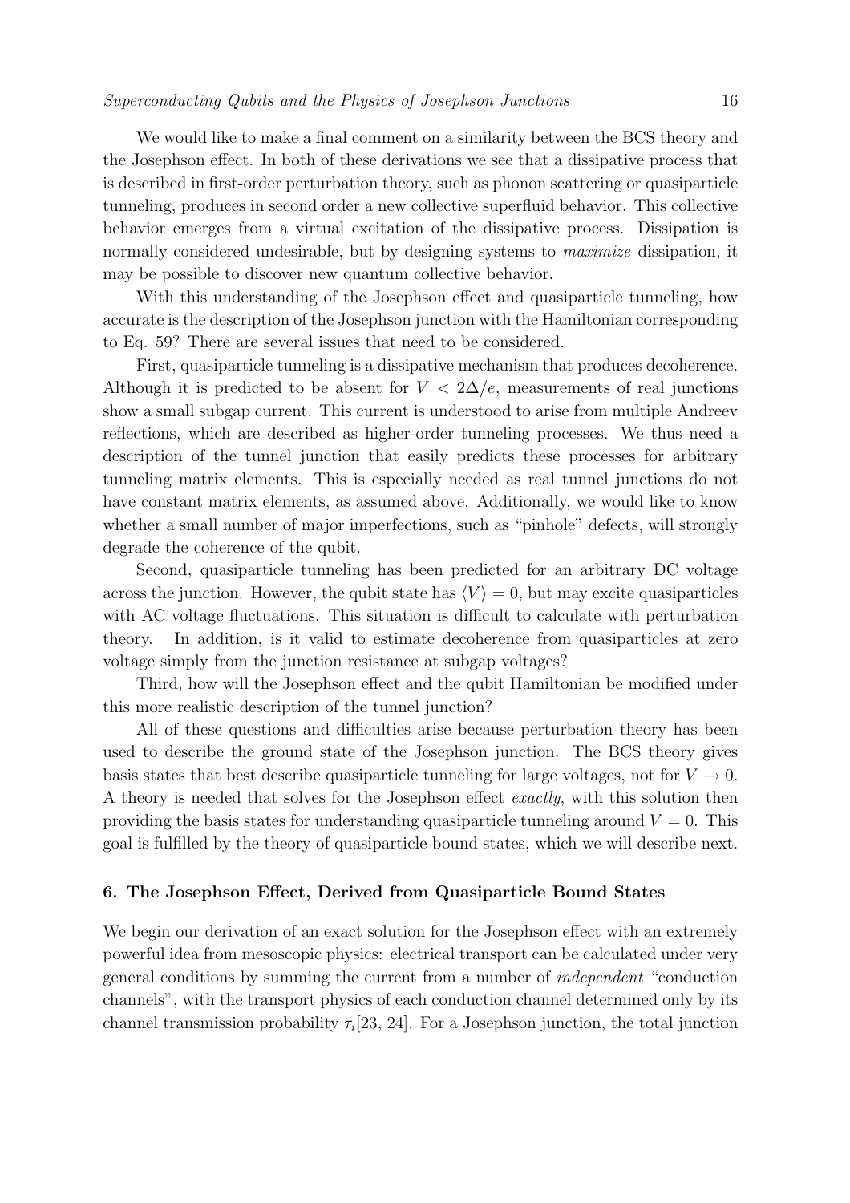We would like to make a final comment on a similarity between the BCS theory and the Josephson effect. In both of these derivations we see that a dissipative process that is described in first-order perturbation theory, such as phonon scattering or quasiparticle tunneling, produces in second order a new collective superfluid behavior. This collective behavior emerges from a virtual excitation of the dissipative process. Dissipation is normally considered undesirable, but by designing systems to *maximize* dissipation, it may be possible to discover new quantum collective behavior.

With this understanding of the Josephson effect and quasiparticle tunneling, how accurate is the description of the Josephson junction with the Hamiltonian corresponding to Eq. 59? There are several issues that need to be considered.

First, quasiparticle tunneling is a dissipative mechanism that produces decoherence. Although it is predicted to be absent for $V < 2\Delta/e$, measurements of real junctions show a small subgap current. This current is understood to arise from multiple Andreev reflections, which are described as higher-order tunneling processes. We thus need a description of the tunnel junction that easily predicts these processes for arbitrary tunneling matrix elements. This is especially needed as real tunnel junctions do not have constant matrix elements, as assumed above. Additionally, we would like to know whether a small number of major imperfections, such as "pinhole" defects, will strongly degrade the coherence of the qubit.

Second, quasiparticle tunneling has been predicted for an arbitrary DC voltage across the junction. However, the qubit state has $\langle V \rangle = 0$, but may excite quasiparticles with AC voltage fluctuations. This situation is difficult to calculate with perturbation theory. In addition, is it valid to estimate decoherence from quasiparticles at zero voltage simply from the junction resistance at subgap voltages?

Third, how will the Josephson effect and the qubit Hamiltonian be modified under this more realistic description of the tunnel junction?

All of these questions and difficulties arise because perturbation theory has been used to describe the ground state of the Josephson junction. The BCS theory gives basis states that best describe quasiparticle tunneling for large voltages, not for $V \to 0$. A theory is needed that solves for the Josephson effect *exactly*, with this solution then providing the basis states for understanding quasiparticle tunneling around $V = 0$. This goal is fulfilled by the theory of quasiparticle bound states, which we will describe next.

## 6. The Josephson Effect, Derived from Quasiparticle Bound States

We begin our derivation of an exact solution for the Josephson effect with an extremely powerful idea from mesoscopic physics: electrical transport can be calculated under very general conditions by summing the current from a number of *independent* "conduction channels", with the transport physics of each conduction channel determined only by its channel transmission probability $\tau_i$[23, 24]. For a Josephson junction, the total junction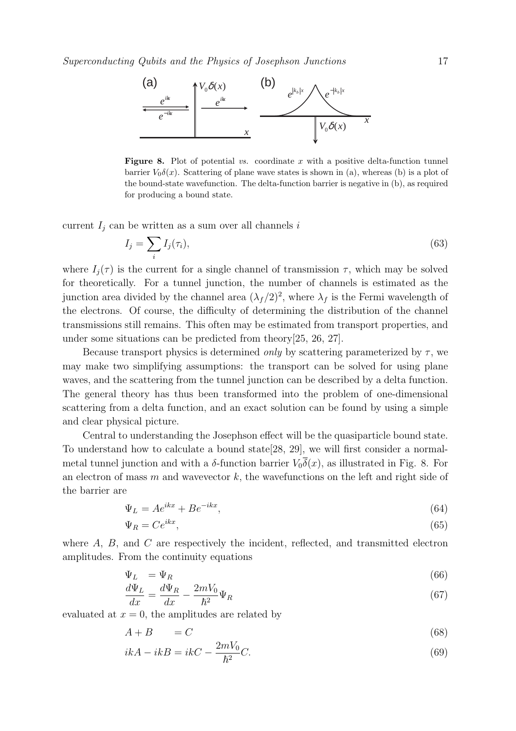**Figure 8.** Plot of potential *vs.* coordinate $x$ with a positive delta-function tunnel barrier $V_0\delta(x)$. Scattering of plane wave states is shown in (a), whereas (b) is a plot of the bound-state wavefunction. The delta-function barrier is negative in (b), as required for producing a bound state.

current $I_j$ can be written as a sum over all channels $i$

$$I_j = \sum_i I_j(\tau_i), \tag{63}$$

where $I_j(\tau)$ is the current for a single channel of transmission $\tau$, which may be solved for theoretically. For a tunnel junction, the number of channels is estimated as the junction area divided by the channel area $(\lambda_f/2)^2$, where $\lambda_f$ is the Fermi wavelength of the electrons. Of course, the difficulty of determining the distribution of the channel transmissions still remains. This often may be estimated from transport properties, and under some situations can be predicted from theory[25, 26, 27].

Because transport physics is determined *only* by scattering parameterized by $\tau$, we may make two simplifying assumptions: the transport can be solved for using plane waves, and the scattering from the tunnel junction can be described by a delta function. The general theory has thus been transformed into the problem of one-dimensional scattering from a delta function, and an exact solution can be found by using a simple and clear physical picture.

Central to understanding the Josephson effect will be the quasiparticle bound state. To understand how to calculate a bound state[28, 29], we will first consider a normal-metal tunnel junction and with a $\delta$-function barrier $V_0\overline{\delta}(x)$, as illustrated in Fig. 8. For an electron of mass $m$ and wavevector $k$, the wavefunctions on the left and right side of the barrier are

$$\Psi_L = Ae^{ikx} + Be^{-ikx}, \tag{64}$$

$$\Psi_R = Ce^{ikx}, \tag{65}$$

where $A$, $B$, and $C$ are respectively the incident, reflected, and transmitted electron amplitudes. From the continuity equations

$$\Psi_L \quad = \Psi_R \tag{66}$$

$$\frac{d\Psi_L}{dx} = \frac{d\Psi_R}{dx} - \frac{2mV_0}{\hbar^2}\Psi_R \tag{67}$$

evaluated at $x = 0$, the amplitudes are related by

$$A + B \qquad = C \tag{68}$$

$$ikA - ikB = ikC - \frac{2mV_0}{\hbar^2}C. \tag{69}$$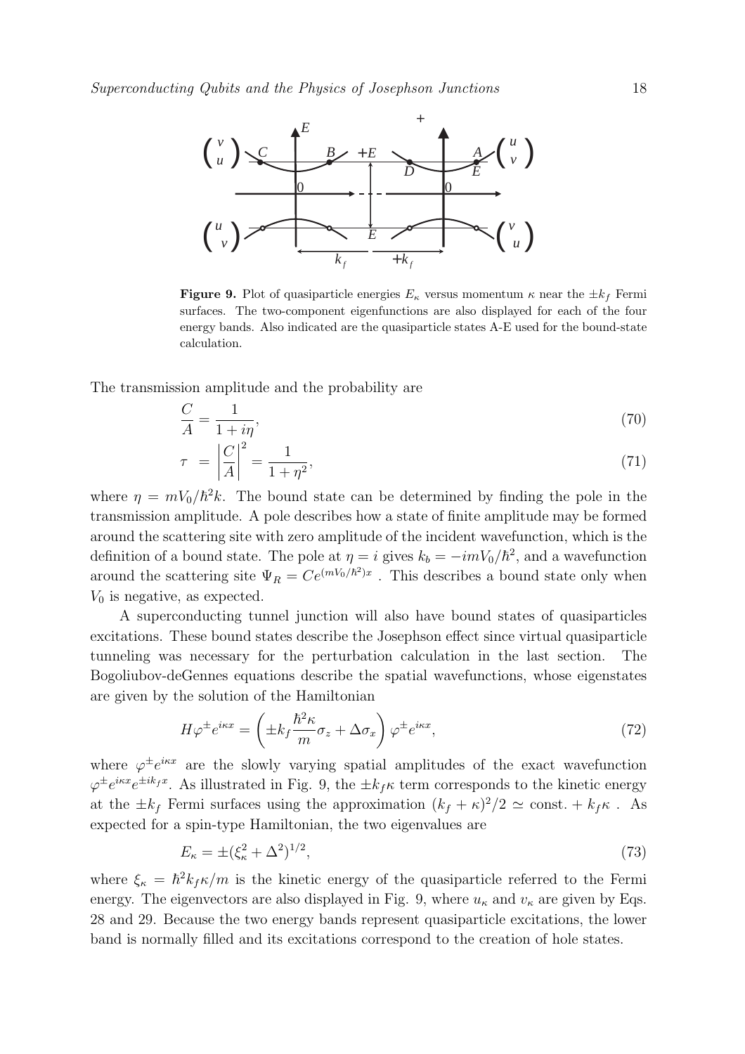**Figure 9.** Plot of quasiparticle energies $E_\kappa$ versus momentum $\kappa$ near the $\pm k_f$ Fermi surfaces. The two-component eigenfunctions are also displayed for each of the four energy bands. Also indicated are the quasiparticle states A-E used for the bound-state calculation.

The transmission amplitude and the probability are

$$\frac{C}{A} = \frac{1}{1+i\eta}, \tag{70}$$

$$\tau \;=\; \left|\frac{C}{A}\right|^2 = \frac{1}{1+\eta^2}, \tag{71}$$

where $\eta = mV_0/\hbar^2 k$. The bound state can be determined by finding the pole in the transmission amplitude. A pole describes how a state of finite amplitude may be formed around the scattering site with zero amplitude of the incident wavefunction, which is the definition of a bound state. The pole at $\eta = i$ gives $k_b = -imV_0/\hbar^2$, and a wavefunction around the scattering site $\Psi_R = Ce^{(mV_0/\hbar^2)x}$ . This describes a bound state only when $V_0$ is negative, as expected.

A superconducting tunnel junction will also have bound states of quasiparticles excitations. These bound states describe the Josephson effect since virtual quasiparticle tunneling was necessary for the perturbation calculation in the last section. The Bogoliubov-deGennes equations describe the spatial wavefunctions, whose eigenstates are given by the solution of the Hamiltonian

$$H\varphi^{\pm}e^{i\kappa x} = \left(\pm k_f \frac{\hbar^2\kappa}{m}\sigma_z + \Delta\sigma_x\right)\varphi^{\pm}e^{i\kappa x}, \tag{72}$$

where $\varphi^{\pm}e^{i\kappa x}$ are the slowly varying spatial amplitudes of the exact wavefunction $\varphi^{\pm}e^{i\kappa x}e^{\pm ik_f x}$. As illustrated in Fig. 9, the $\pm k_f\kappa$ term corresponds to the kinetic energy at the $\pm k_f$ Fermi surfaces using the approximation $(k_f+\kappa)^2/2 \simeq \text{const.} + k_f\kappa$ . As expected for a spin-type Hamiltonian, the two eigenvalues are

$$E_\kappa = \pm(\xi_\kappa^2 + \Delta^2)^{1/2}, \tag{73}$$

where $\xi_\kappa = \hbar^2 k_f \kappa/m$ is the kinetic energy of the quasiparticle referred to the Fermi energy. The eigenvectors are also displayed in Fig. 9, where $u_\kappa$ and $v_\kappa$ are given by Eqs. 28 and 29. Because the two energy bands represent quasiparticle excitations, the lower band is normally filled and its excitations correspond to the creation of hole states.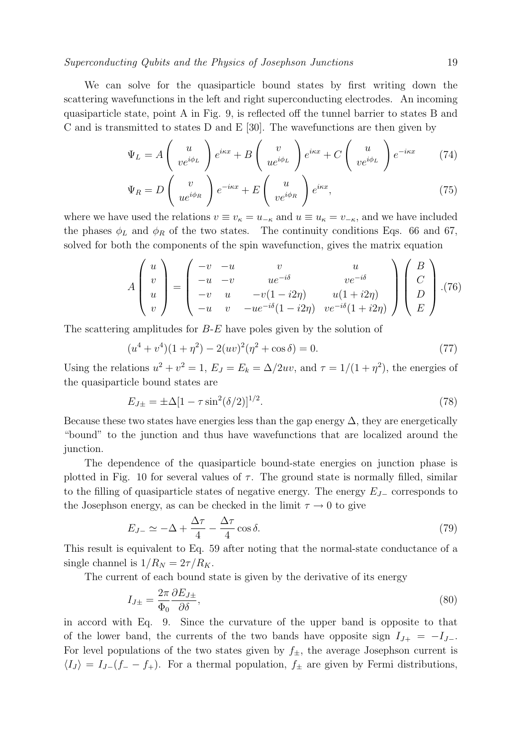We can solve for the quasiparticle bound states by first writing down the scattering wavefunctions in the left and right superconducting electrodes. An incoming quasiparticle state, point A in Fig. 9, is reflected off the tunnel barrier to states B and C and is transmitted to states D and E [30]. The wavefunctions are then given by

$$\Psi_L = A \begin{pmatrix} u \\ ve^{i\phi_L} \end{pmatrix} e^{i\kappa x} + B \begin{pmatrix} v \\ ue^{i\phi_L} \end{pmatrix} e^{i\kappa x} + C \begin{pmatrix} u \\ ve^{i\phi_L} \end{pmatrix} e^{-i\kappa x} \tag{74}$$

$$\Psi_R = D \begin{pmatrix} v \\ ue^{i\phi_R} \end{pmatrix} e^{-i\kappa x} + E \begin{pmatrix} u \\ ve^{i\phi_R} \end{pmatrix} e^{i\kappa x}, \tag{75}$$

where we have used the relations $v \equiv v_\kappa = u_{-\kappa}$ and $u \equiv u_\kappa = v_{-\kappa}$, and we have included the phases $\phi_L$ and $\phi_R$ of the two states. The continuity conditions Eqs. 66 and 67, solved for both the components of the spin wavefunction, gives the matrix equation

$$A \begin{pmatrix} u \\ v \\ u \\ v \end{pmatrix} = \begin{pmatrix} -v & -u & v & u \\ -u & -v & ue^{-i\delta} & ve^{-i\delta} \\ -v & u & -v(1-i2\eta) & u(1+i2\eta) \\ -u & v & -ue^{-i\delta}(1-i2\eta) & ve^{-i\delta}(1+i2\eta) \end{pmatrix} \begin{pmatrix} B \\ C \\ D \\ E \end{pmatrix}. \tag{76}$$

The scattering amplitudes for $B$-$E$ have poles given by the solution of

$$(u^4 + v^4)(1+\eta^2) - 2(uv)^2(\eta^2 + \cos\delta) = 0. \tag{77}$$

Using the relations $u^2 + v^2 = 1$, $E_J = E_k = \Delta/2uv$, and $\tau = 1/(1+\eta^2)$, the energies of the quasiparticle bound states are

$$E_{J\pm} = \pm\Delta[1 - \tau\sin^2(\delta/2)]^{1/2}. \tag{78}$$

Because these two states have energies less than the gap energy $\Delta$, they are energetically "bound" to the junction and thus have wavefunctions that are localized around the junction.

The dependence of the quasiparticle bound-state energies on junction phase is plotted in Fig. 10 for several values of $\tau$. The ground state is normally filled, similar to the filling of quasiparticle states of negative energy. The energy $E_{J-}$ corresponds to the Josephson energy, as can be checked in the limit $\tau \to 0$ to give

$$E_{J-} \simeq -\Delta + \frac{\Delta\tau}{4} - \frac{\Delta\tau}{4}\cos\delta. \tag{79}$$

This result is equivalent to Eq. 59 after noting that the normal-state conductance of a single channel is $1/R_N = 2\tau/R_K$.

The current of each bound state is given by the derivative of its energy

$$I_{J\pm} = \frac{2\pi}{\Phi_0}\frac{\partial E_{J\pm}}{\partial\delta}, \tag{80}$$

in accord with Eq. 9. Since the curvature of the upper band is opposite to that of the lower band, the currents of the two bands have opposite sign $I_{J+} = -I_{J-}$. For level populations of the two states given by $f_\pm$, the average Josephson current is $\langle I_J\rangle = I_{J-}(f_- - f_+)$. For a thermal population, $f_\pm$ are given by Fermi distributions,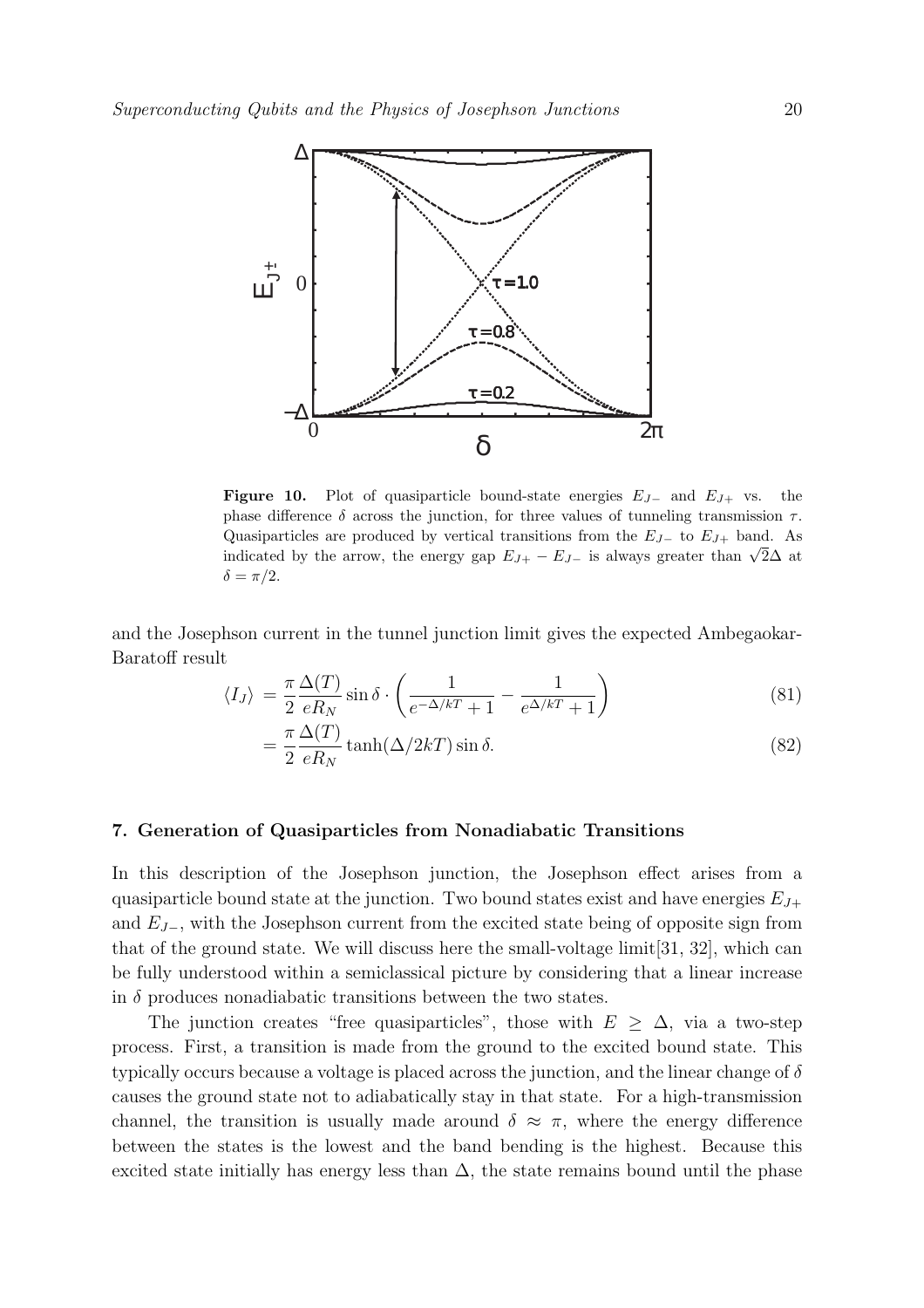**Figure 10.** Plot of quasiparticle bound-state energies $E_{J-}$ and $E_{J+}$ vs. the phase difference $\delta$ across the junction, for three values of tunneling transmission $\tau$. Quasiparticles are produced by vertical transitions from the $E_{J-}$ to $E_{J+}$ band. As indicated by the arrow, the energy gap $E_{J+} - E_{J-}$ is always greater than $\sqrt{2}\Delta$ at $\delta = \pi/2$.

and the Josephson current in the tunnel junction limit gives the expected Ambegaokar-Baratoff result

$$\langle I_J \rangle = \frac{\pi}{2} \frac{\Delta(T)}{eR_N} \sin\delta \cdot \left( \frac{1}{e^{-\Delta/kT} + 1} - \frac{1}{e^{\Delta/kT} + 1} \right) \tag{81}$$

$$= \frac{\pi}{2} \frac{\Delta(T)}{eR_N} \tanh(\Delta/2kT) \sin\delta. \tag{82}$$

## 7. Generation of Quasiparticles from Nonadiabatic Transitions

In this description of the Josephson junction, the Josephson effect arises from a quasiparticle bound state at the junction. Two bound states exist and have energies $E_{J+}$ and $E_{J-}$, with the Josephson current from the excited state being of opposite sign from that of the ground state. We will discuss here the small-voltage limit[31, 32], which can be fully understood within a semiclassical picture by considering that a linear increase in $\delta$ produces nonadiabatic transitions between the two states.

The junction creates "free quasiparticles", those with $E \geq \Delta$, via a two-step process. First, a transition is made from the ground to the excited bound state. This typically occurs because a voltage is placed across the junction, and the linear change of $\delta$ causes the ground state not to adiabatically stay in that state. For a high-transmission channel, the transition is usually made around $\delta \approx \pi$, where the energy difference between the states is the lowest and the band bending is the highest. Because this excited state initially has energy less than $\Delta$, the state remains bound until the phase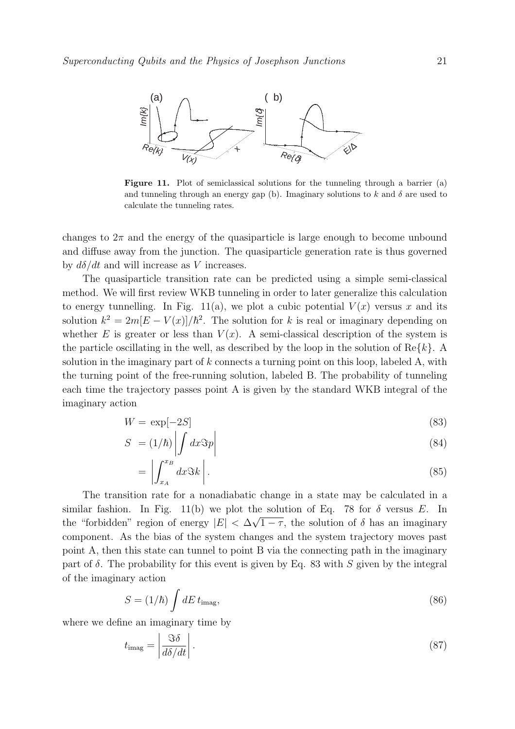**Figure 11.** Plot of semiclassical solutions for the tunneling through a barrier (a) and tunneling through an energy gap (b). Imaginary solutions to $k$ and $\delta$ are used to calculate the tunneling rates.

changes to $2\pi$ and the energy of the quasiparticle is large enough to become unbound and diffuse away from the junction. The quasiparticle generation rate is thus governed by $d\delta/dt$ and will increase as $V$ increases.

The quasiparticle transition rate can be predicted using a simple semi-classical method. We will first review WKB tunneling in order to later generalize this calculation to energy tunnelling. In Fig. 11(a), we plot a cubic potential $V(x)$ versus $x$ and its solution $k^2 = 2m[E - V(x)]/\hbar^2$. The solution for $k$ is real or imaginary depending on whether $E$ is greater or less than $V(x)$. A semi-classical description of the system is the particle oscillating in the well, as described by the loop in the solution of $\mathrm{Re}\{k\}$. A solution in the imaginary part of $k$ connects a turning point on this loop, labeled A, with the turning point of the free-running solution, labeled B. The probability of tunneling each time the trajectory passes point A is given by the standard WKB integral of the imaginary action

$$W = \exp[-2S] \tag{83}$$

$$S = (1/\hbar) \left| \int dx \Im p \right| \tag{84}$$

$$= \left| \int_{x_A}^{x_B} dx \Im k \right|. \tag{85}$$

The transition rate for a nonadiabatic change in a state may be calculated in a similar fashion. In Fig. 11(b) we plot the solution of Eq. 78 for $\delta$ versus $E$. In the "forbidden" region of energy $|E| < \Delta\sqrt{1-\tau}$, the solution of $\delta$ has an imaginary component. As the bias of the system changes and the system trajectory moves past point A, then this state can tunnel to point B via the connecting path in the imaginary part of $\delta$. The probability for this event is given by Eq. 83 with $S$ given by the integral of the imaginary action

$$S = (1/\hbar) \int dE \, t_{\mathrm{imag}}, \tag{86}$$

where we define an imaginary time by

$$t_{\mathrm{imag}} = \left| \frac{\Im \delta}{d\delta/dt} \right|. \tag{87}$$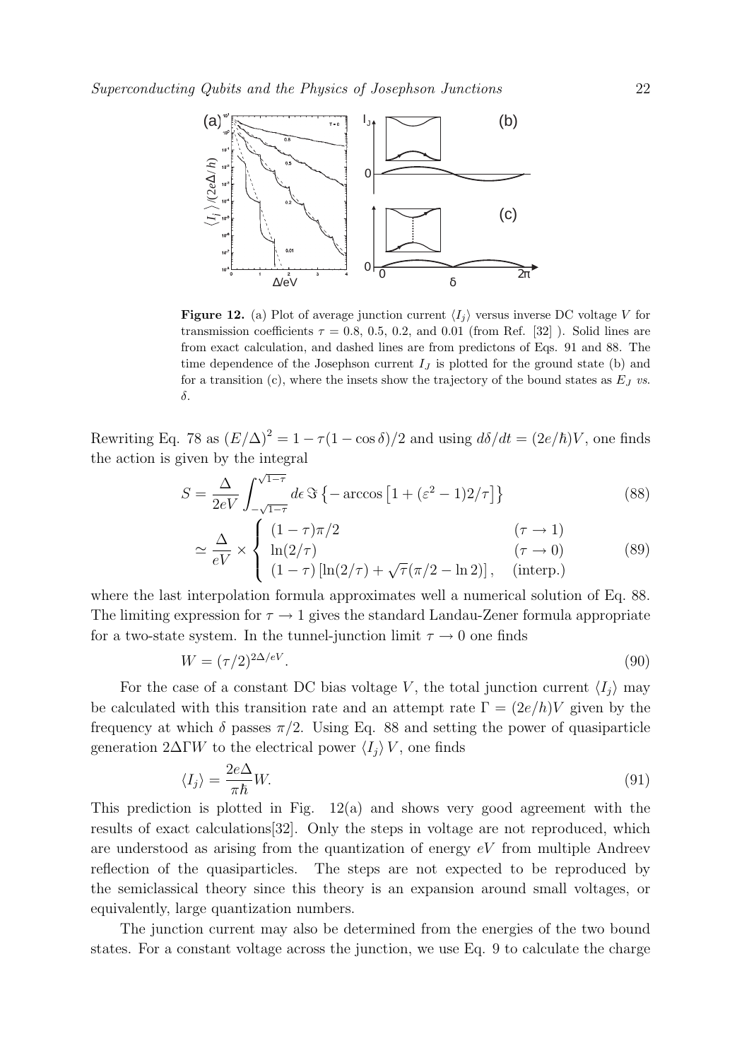**Figure 12.** (a) Plot of average junction current $\langle I_j \rangle$ versus inverse DC voltage $V$ for transmission coefficients $\tau = 0.8$, 0.5, 0.2, and 0.01 (from Ref. [32] ). Solid lines are from exact calculation, and dashed lines are from predictons of Eqs. 91 and 88. The time dependence of the Josephson current $I_J$ is plotted for the ground state (b) and for a transition (c), where the insets show the trajectory of the bound states as $E_J$ *vs.* $\delta$.

Rewriting Eq. 78 as $(E/\Delta)^2 = 1 - \tau(1 - \cos\delta)/2$ and using $d\delta/dt = (2e/\hbar)V$, one finds the action is given by the integral

$$S = \frac{\Delta}{2eV} \int_{-\sqrt{1-\tau}}^{\sqrt{1-\tau}} d\epsilon \, \Im\left\{ -\arccos\left[1 + (\varepsilon^2 - 1)2/\tau\right]\right\} \tag{88}$$

$$\simeq \frac{\Delta}{eV} \times \begin{cases} (1-\tau)\pi/2 & (\tau \to 1) \\ \ln(2/\tau) & (\tau \to 0) \\ (1-\tau)\left[\ln(2/\tau) + \sqrt{\tau}(\pi/2 - \ln 2)\right], & (\text{interp.}) \end{cases} \tag{89}$$

where the last interpolation formula approximates well a numerical solution of Eq. 88. The limiting expression for $\tau \to 1$ gives the standard Landau-Zener formula appropriate for a two-state system. In the tunnel-junction limit $\tau \to 0$ one finds

$$W = (\tau/2)^{2\Delta/eV}. \tag{90}$$

For the case of a constant DC bias voltage $V$, the total junction current $\langle I_j \rangle$ may be calculated with this transition rate and an attempt rate $\Gamma = (2e/h)V$ given by the frequency at which $\delta$ passes $\pi/2$. Using Eq. 88 and setting the power of quasiparticle generation $2\Delta\Gamma W$ to the electrical power $\langle I_j \rangle V$, one finds

$$\langle I_j \rangle = \frac{2e\Delta}{\pi\hbar} W. \tag{91}$$

This prediction is plotted in Fig. 12(a) and shows very good agreement with the results of exact calculations[32]. Only the steps in voltage are not reproduced, which are understood as arising from the quantization of energy $eV$ from multiple Andreev reflection of the quasiparticles. The steps are not expected to be reproduced by the semiclassical theory since this theory is an expansion around small voltages, or equivalently, large quantization numbers.

The junction current may also be determined from the energies of the two bound states. For a constant voltage across the junction, we use Eq. 9 to calculate the charge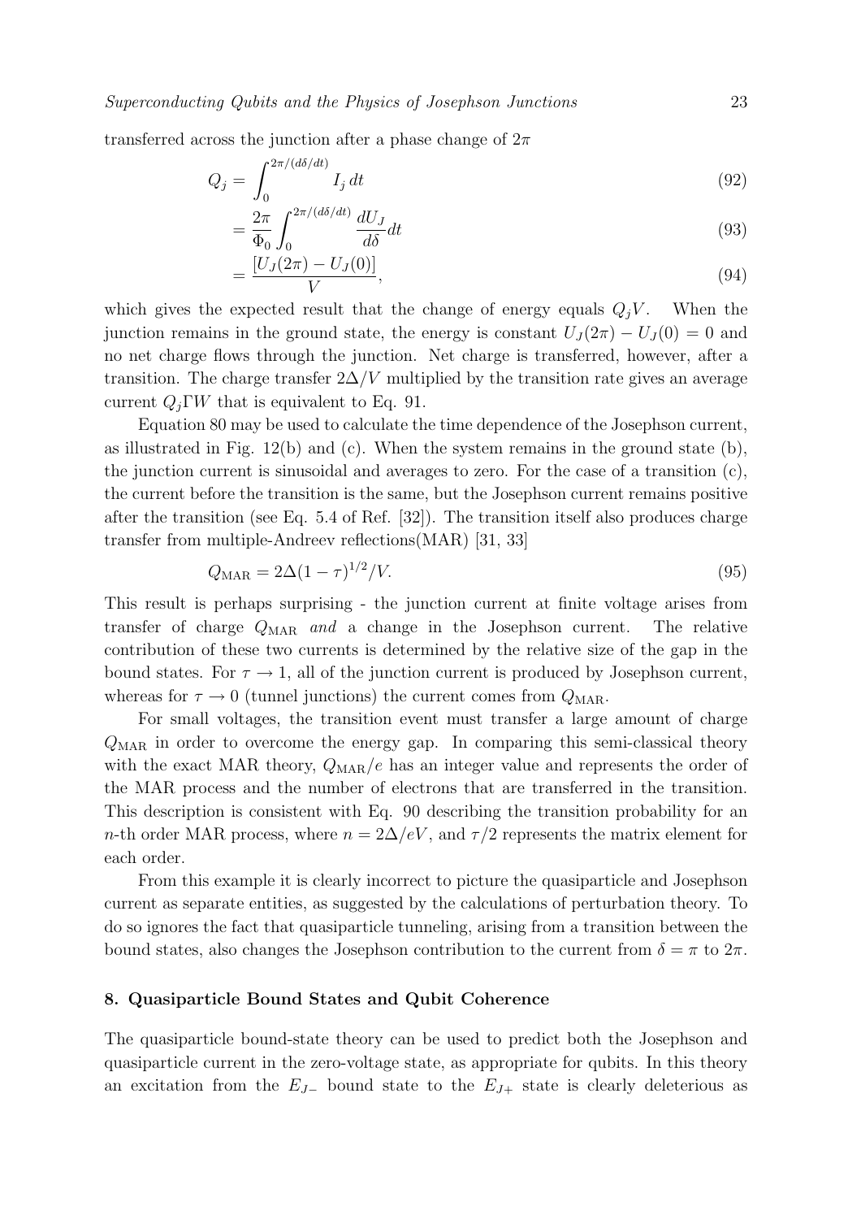transferred across the junction after a phase change of $2\pi$

$$Q_j = \int_0^{2\pi/(d\delta/dt)} I_j \, dt \tag{92}$$

$$= \frac{2\pi}{\Phi_0} \int_0^{2\pi/(d\delta/dt)} \frac{dU_J}{d\delta} dt \tag{93}$$

$$= \frac{[U_J(2\pi) - U_J(0)]}{V}, \tag{94}$$

which gives the expected result that the change of energy equals $Q_j V$. When the junction remains in the ground state, the energy is constant $U_J(2\pi) - U_J(0) = 0$ and no net charge flows through the junction. Net charge is transferred, however, after a transition. The charge transfer $2\Delta/V$ multiplied by the transition rate gives an average current $Q_j \Gamma W$ that is equivalent to Eq. 91.

Equation 80 may be used to calculate the time dependence of the Josephson current, as illustrated in Fig. 12(b) and (c). When the system remains in the ground state (b), the junction current is sinusoidal and averages to zero. For the case of a transition (c), the current before the transition is the same, but the Josephson current remains positive after the transition (see Eq. 5.4 of Ref. [32]). The transition itself also produces charge transfer from multiple-Andreev reflections(MAR) [31, 33]

$$Q_{\mathrm{MAR}} = 2\Delta(1-\tau)^{1/2}/V. \tag{95}$$

This result is perhaps surprising - the junction current at finite voltage arises from transfer of charge $Q_{\mathrm{MAR}}$ *and* a change in the Josephson current. The relative contribution of these two currents is determined by the relative size of the gap in the bound states. For $\tau \to 1$, all of the junction current is produced by Josephson current, whereas for $\tau \to 0$ (tunnel junctions) the current comes from $Q_{\mathrm{MAR}}$.

For small voltages, the transition event must transfer a large amount of charge $Q_{\mathrm{MAR}}$ in order to overcome the energy gap. In comparing this semi-classical theory with the exact MAR theory, $Q_{\mathrm{MAR}}/e$ has an integer value and represents the order of the MAR process and the number of electrons that are transferred in the transition. This description is consistent with Eq. 90 describing the transition probability for an $n$-th order MAR process, where $n = 2\Delta/eV$, and $\tau/2$ represents the matrix element for each order.

From this example it is clearly incorrect to picture the quasiparticle and Josephson current as separate entities, as suggested by the calculations of perturbation theory. To do so ignores the fact that quasiparticle tunneling, arising from a transition between the bound states, also changes the Josephson contribution to the current from $\delta = \pi$ to $2\pi$.

## 8. Quasiparticle Bound States and Qubit Coherence

The quasiparticle bound-state theory can be used to predict both the Josephson and quasiparticle current in the zero-voltage state, as appropriate for qubits. In this theory an excitation from the $E_{J-}$ bound state to the $E_{J+}$ state is clearly deleterious as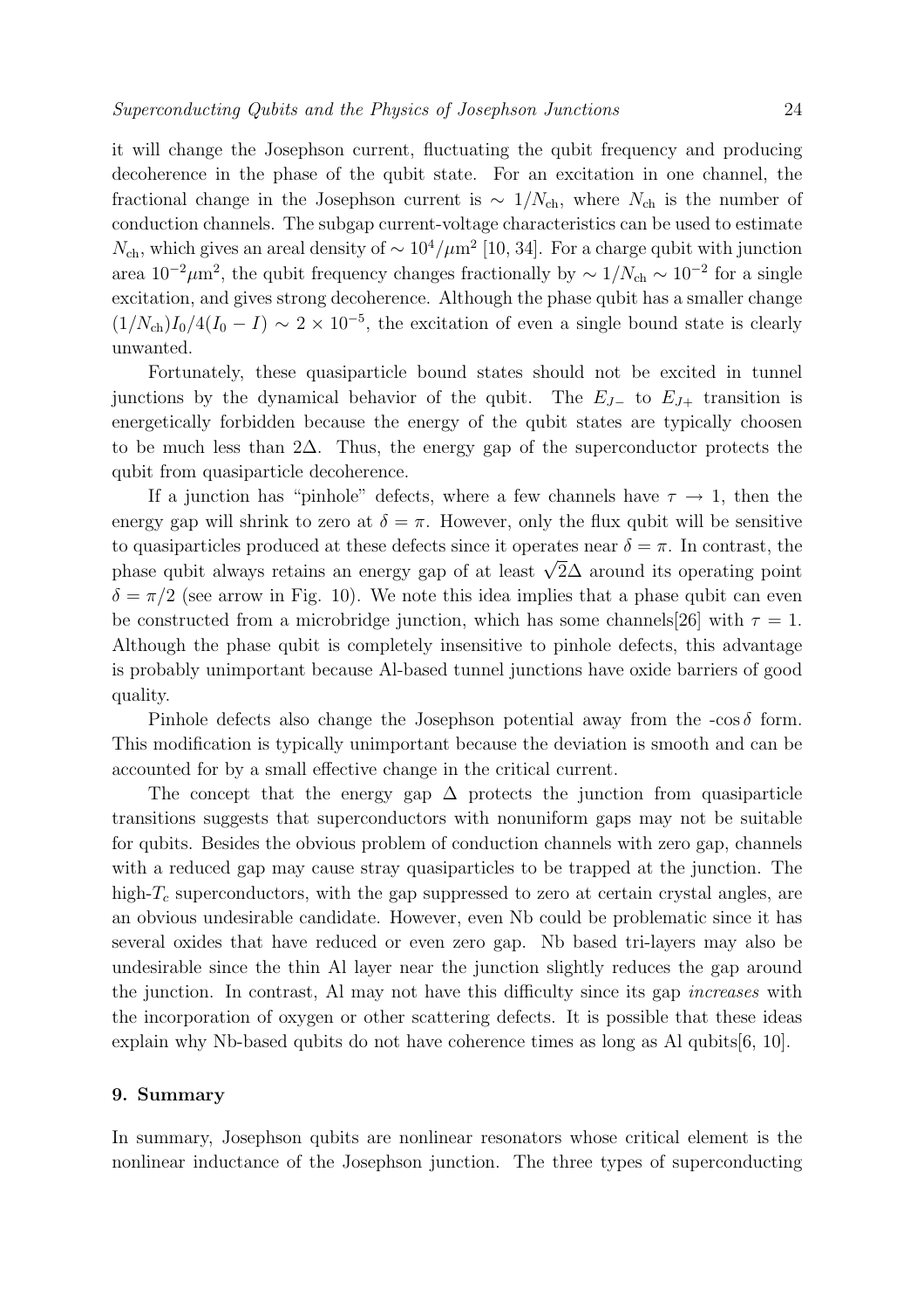it will change the Josephson current, fluctuating the qubit frequency and producing decoherence in the phase of the qubit state. For an excitation in one channel, the fractional change in the Josephson current is $\sim 1/N_{\rm ch}$, where $N_{\rm ch}$ is the number of conduction channels. The subgap current-voltage characteristics can be used to estimate $N_{\rm ch}$, which gives an areal density of $\sim 10^4/\mu{\rm m}^2$ [10, 34]. For a charge qubit with junction area $10^{-2}\mu{\rm m}^2$, the qubit frequency changes fractionally by $\sim 1/N_{\rm ch} \sim 10^{-2}$ for a single excitation, and gives strong decoherence. Although the phase qubit has a smaller change $(1/N_{\rm ch})I_0/4(I_0 - I) \sim 2 \times 10^{-5}$, the excitation of even a single bound state is clearly unwanted.

Fortunately, these quasiparticle bound states should not be excited in tunnel junctions by the dynamical behavior of the qubit. The $E_{J-}$ to $E_{J+}$ transition is energetically forbidden because the energy of the qubit states are typically choosen to be much less than $2\Delta$. Thus, the energy gap of the superconductor protects the qubit from quasiparticle decoherence.

If a junction has "pinhole" defects, where a few channels have $\tau \to 1$, then the energy gap will shrink to zero at $\delta = \pi$. However, only the flux qubit will be sensitive to quasiparticles produced at these defects since it operates near $\delta = \pi$. In contrast, the phase qubit always retains an energy gap of at least $\sqrt{2}\Delta$ around its operating point $\delta = \pi/2$ (see arrow in Fig. 10). We note this idea implies that a phase qubit can even be constructed from a microbridge junction, which has some channels[26] with $\tau = 1$. Although the phase qubit is completely insensitive to pinhole defects, this advantage is probably unimportant because Al-based tunnel junctions have oxide barriers of good quality.

Pinhole defects also change the Josephson potential away from the -$\cos\delta$ form. This modification is typically unimportant because the deviation is smooth and can be accounted for by a small effective change in the critical current.

The concept that the energy gap $\Delta$ protects the junction from quasiparticle transitions suggests that superconductors with nonuniform gaps may not be suitable for qubits. Besides the obvious problem of conduction channels with zero gap, channels with a reduced gap may cause stray quasiparticles to be trapped at the junction. The high-$T_c$ superconductors, with the gap suppressed to zero at certain crystal angles, are an obvious undesirable candidate. However, even Nb could be problematic since it has several oxides that have reduced or even zero gap. Nb based tri-layers may also be undesirable since the thin Al layer near the junction slightly reduces the gap around the junction. In contrast, Al may not have this difficulty since its gap *increases* with the incorporation of oxygen or other scattering defects. It is possible that these ideas explain why Nb-based qubits do not have coherence times as long as Al qubits[6, 10].

## 9. Summary

In summary, Josephson qubits are nonlinear resonators whose critical element is the nonlinear inductance of the Josephson junction. The three types of superconducting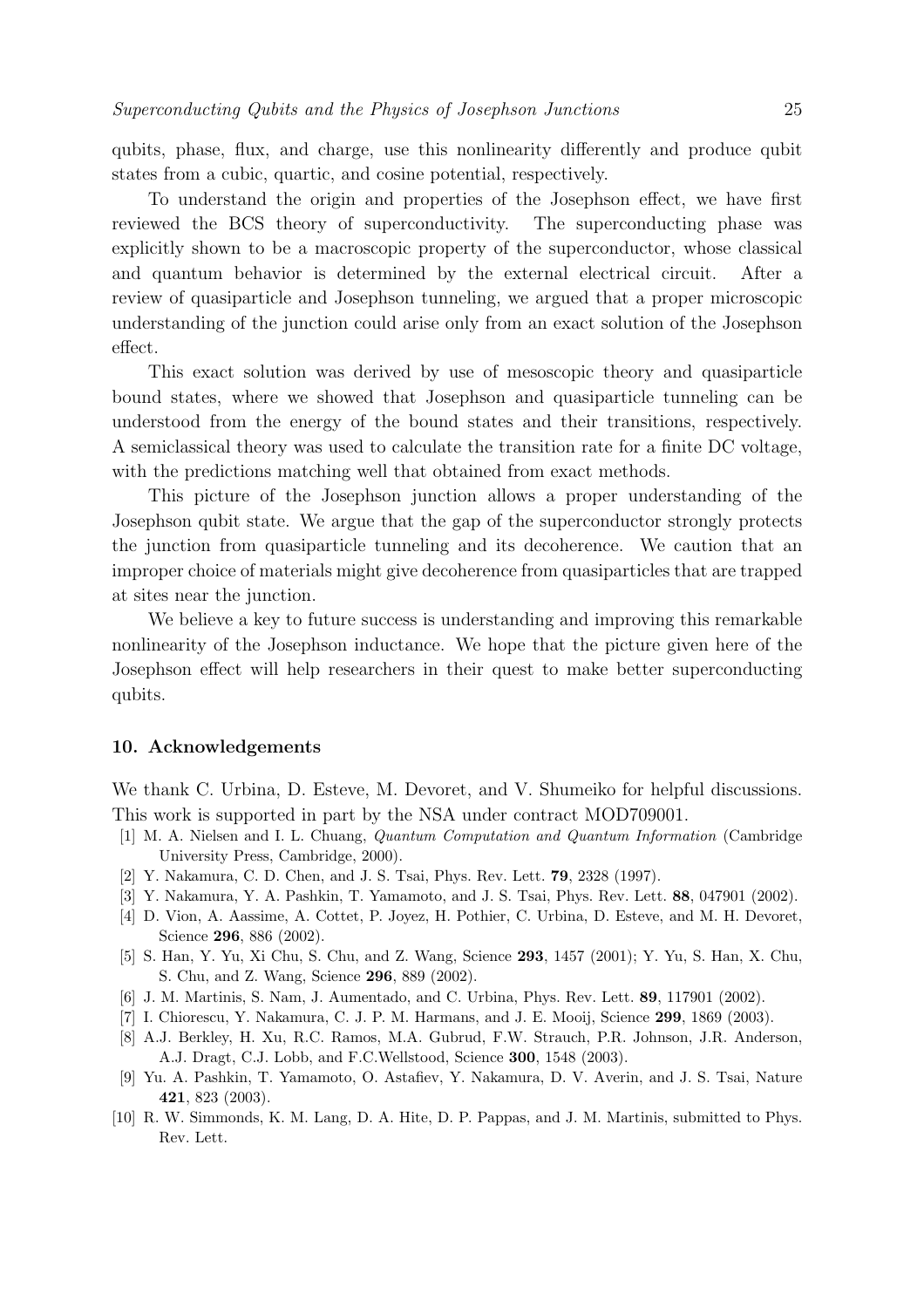qubits, phase, flux, and charge, use this nonlinearity differently and produce qubit states from a cubic, quartic, and cosine potential, respectively.

To understand the origin and properties of the Josephson effect, we have first reviewed the BCS theory of superconductivity. The superconducting phase was explicitly shown to be a macroscopic property of the superconductor, whose classical and quantum behavior is determined by the external electrical circuit. After a review of quasiparticle and Josephson tunneling, we argued that a proper microscopic understanding of the junction could arise only from an exact solution of the Josephson effect.

This exact solution was derived by use of mesoscopic theory and quasiparticle bound states, where we showed that Josephson and quasiparticle tunneling can be understood from the energy of the bound states and their transitions, respectively. A semiclassical theory was used to calculate the transition rate for a finite DC voltage, with the predictions matching well that obtained from exact methods.

This picture of the Josephson junction allows a proper understanding of the Josephson qubit state. We argue that the gap of the superconductor strongly protects the junction from quasiparticle tunneling and its decoherence. We caution that an improper choice of materials might give decoherence from quasiparticles that are trapped at sites near the junction.

We believe a key to future success is understanding and improving this remarkable nonlinearity of the Josephson inductance. We hope that the picture given here of the Josephson effect will help researchers in their quest to make better superconducting qubits.

## 10. Acknowledgements

We thank C. Urbina, D. Esteve, M. Devoret, and V. Shumeiko for helpful discussions. This work is supported in part by the NSA under contract MOD709001.

[1] M. A. Nielsen and I. L. Chuang, *Quantum Computation and Quantum Information* (Cambridge University Press, Cambridge, 2000).

[2] Y. Nakamura, C. D. Chen, and J. S. Tsai, Phys. Rev. Lett. **79**, 2328 (1997).

[3] Y. Nakamura, Y. A. Pashkin, T. Yamamoto, and J. S. Tsai, Phys. Rev. Lett. **88**, 047901 (2002).

[4] D. Vion, A. Aassime, A. Cottet, P. Joyez, H. Pothier, C. Urbina, D. Esteve, and M. H. Devoret, Science **296**, 886 (2002).

[5] S. Han, Y. Yu, Xi Chu, S. Chu, and Z. Wang, Science **293**, 1457 (2001); Y. Yu, S. Han, X. Chu, S. Chu, and Z. Wang, Science **296**, 889 (2002).

[6] J. M. Martinis, S. Nam, J. Aumentado, and C. Urbina, Phys. Rev. Lett. **89**, 117901 (2002).

[7] I. Chiorescu, Y. Nakamura, C. J. P. M. Harmans, and J. E. Mooij, Science **299**, 1869 (2003).

[8] A.J. Berkley, H. Xu, R.C. Ramos, M.A. Gubrud, F.W. Strauch, P.R. Johnson, J.R. Anderson, A.J. Dragt, C.J. Lobb, and F.C.Wellstood, Science **300**, 1548 (2003).

[9] Yu. A. Pashkin, T. Yamamoto, O. Astafiev, Y. Nakamura, D. V. Averin, and J. S. Tsai, Nature **421**, 823 (2003).

[10] R. W. Simmonds, K. M. Lang, D. A. Hite, D. P. Pappas, and J. M. Martinis, submitted to Phys. Rev. Lett.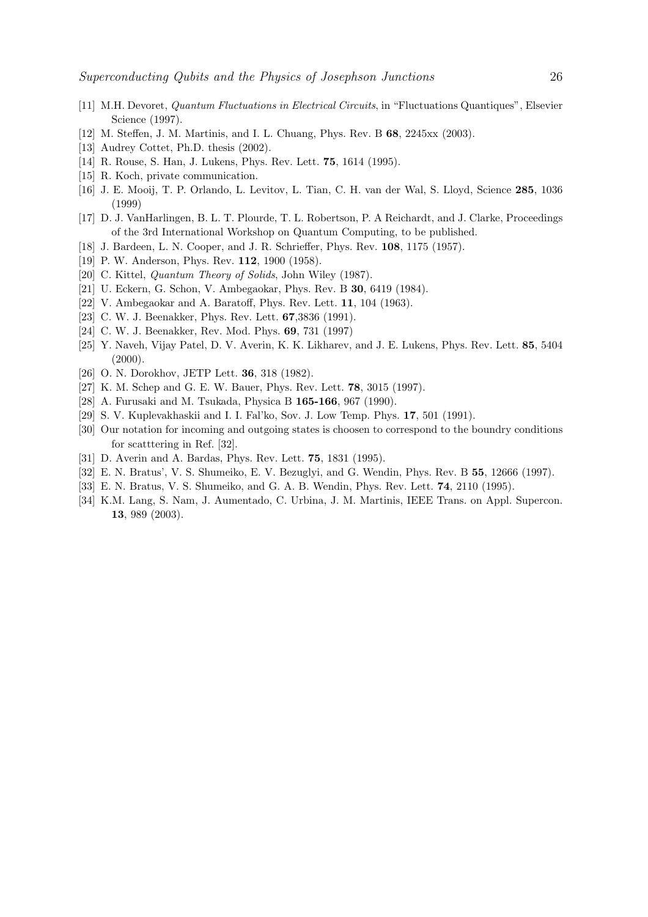[11] M.H. Devoret, *Quantum Fluctuations in Electrical Circuits*, in "Fluctuations Quantiques", Elsevier Science (1997).
[12] M. Steffen, J. M. Martinis, and I. L. Chuang, Phys. Rev. B **68**, 2245xx (2003).
[13] Audrey Cottet, Ph.D. thesis (2002).
[14] R. Rouse, S. Han, J. Lukens, Phys. Rev. Lett. **75**, 1614 (1995).
[15] R. Koch, private communication.
[16] J. E. Mooij, T. P. Orlando, L. Levitov, L. Tian, C. H. van der Wal, S. Lloyd, Science **285**, 1036 (1999)
[17] D. J. VanHarlingen, B. L. T. Plourde, T. L. Robertson, P. A Reichardt, and J. Clarke, Proceedings of the 3rd International Workshop on Quantum Computing, to be published.
[18] J. Bardeen, L. N. Cooper, and J. R. Schrieffer, Phys. Rev. **108**, 1175 (1957).
[19] P. W. Anderson, Phys. Rev. **112**, 1900 (1958).
[20] C. Kittel, *Quantum Theory of Solids*, John Wiley (1987).
[21] U. Eckern, G. Schon, V. Ambegaokar, Phys. Rev. B **30**, 6419 (1984).
[22] V. Ambegaokar and A. Baratoff, Phys. Rev. Lett. **11**, 104 (1963).
[23] C. W. J. Beenakker, Phys. Rev. Lett. **67**,3836 (1991).
[24] C. W. J. Beenakker, Rev. Mod. Phys. **69**, 731 (1997)
[25] Y. Naveh, Vijay Patel, D. V. Averin, K. K. Likharev, and J. E. Lukens, Phys. Rev. Lett. **85**, 5404 (2000).
[26] O. N. Dorokhov, JETP Lett. **36**, 318 (1982).
[27] K. M. Schep and G. E. W. Bauer, Phys. Rev. Lett. **78**, 3015 (1997).
[28] A. Furusaki and M. Tsukada, Physica B **165-166**, 967 (1990).
[29] S. V. Kuplevakhaskii and I. I. Fal'ko, Sov. J. Low Temp. Phys. **17**, 501 (1991).
[30] Our notation for incoming and outgoing states is choosen to correspond to the boundry conditions for scatttering in Ref. [32].
[31] D. Averin and A. Bardas, Phys. Rev. Lett. **75**, 1831 (1995).
[32] E. N. Bratus', V. S. Shumeiko, E. V. Bezuglyi, and G. Wendin, Phys. Rev. B **55**, 12666 (1997).
[33] E. N. Bratus, V. S. Shumeiko, and G. A. B. Wendin, Phys. Rev. Lett. **74**, 2110 (1995).
[34] K.M. Lang, S. Nam, J. Aumentado, C. Urbina, J. M. Martinis, IEEE Trans. on Appl. Supercon. **13**, 989 (2003).